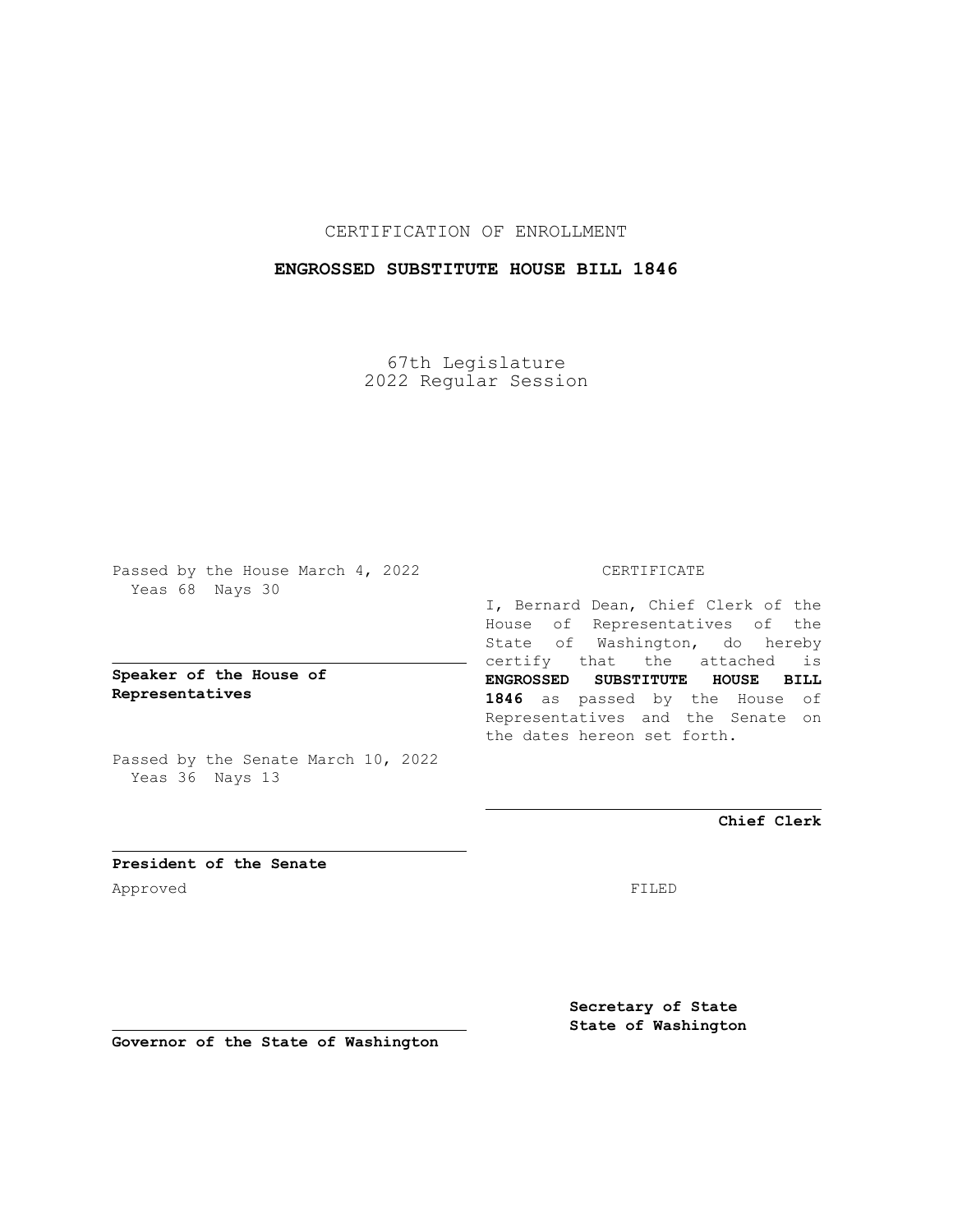CERTIFICATION OF ENROLLMENT

**ENGROSSED SUBSTITUTE HOUSE BILL 1846**

67th Legislature
2022 Regular Session

Passed by the House March 4, 2022
Yeas 68 Nays 30

**Speaker of the House of Representatives**

Passed by the Senate March 10, 2022
Yeas 36 Nays 13

**President of the Senate**

Approved

**Governor of the State of Washington**

CERTIFICATE

I, Bernard Dean, Chief Clerk of the House of Representatives of the State of Washington, do hereby certify that the attached is **ENGROSSED SUBSTITUTE HOUSE BILL 1846** as passed by the House of Representatives and the Senate on the dates hereon set forth.

**Chief Clerk**

FILED

**Secretary of State**
**State of Washington**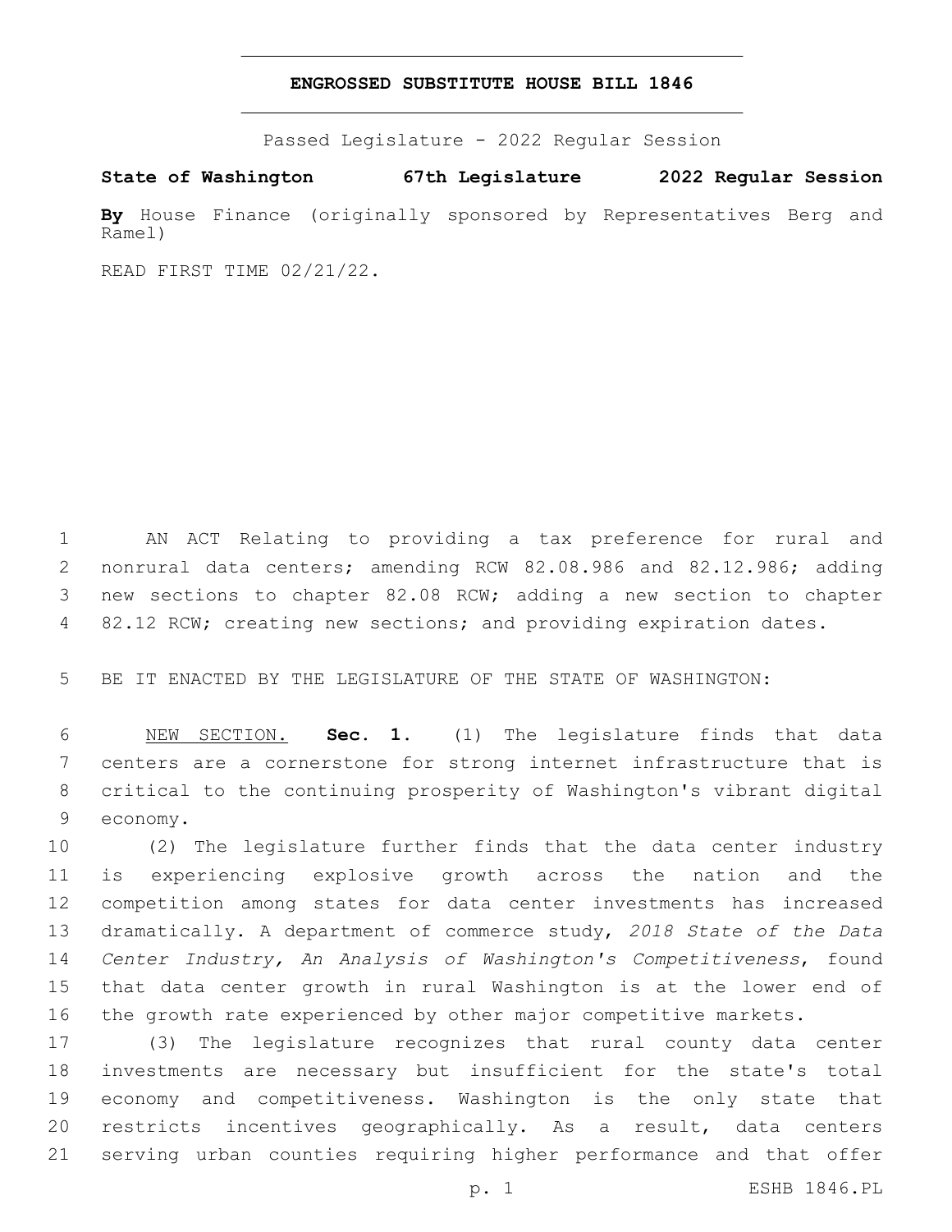# ENGROSSED SUBSTITUTE HOUSE BILL 1846

Passed Legislature - 2022 Regular Session

**State of Washington 67th Legislature 2022 Regular Session**

**By** House Finance (originally sponsored by Representatives Berg and Ramel)

READ FIRST TIME 02/21/22.

AN ACT Relating to providing a tax preference for rural and nonrural data centers; amending RCW 82.08.986 and 82.12.986; adding new sections to chapter 82.08 RCW; adding a new section to chapter 82.12 RCW; creating new sections; and providing expiration dates.

BE IT ENACTED BY THE LEGISLATURE OF THE STATE OF WASHINGTON:

NEW SECTION. **Sec. 1.** (1) The legislature finds that data centers are a cornerstone for strong internet infrastructure that is critical to the continuing prosperity of Washington's vibrant digital economy.

(2) The legislature further finds that the data center industry is experiencing explosive growth across the nation and the competition among states for data center investments has increased dramatically. A department of commerce study, *2018 State of the Data Center Industry, An Analysis of Washington's Competitiveness*, found that data center growth in rural Washington is at the lower end of the growth rate experienced by other major competitive markets.

(3) The legislature recognizes that rural county data center investments are necessary but insufficient for the state's total economy and competitiveness. Washington is the only state that restricts incentives geographically. As a result, data centers serving urban counties requiring higher performance and that offer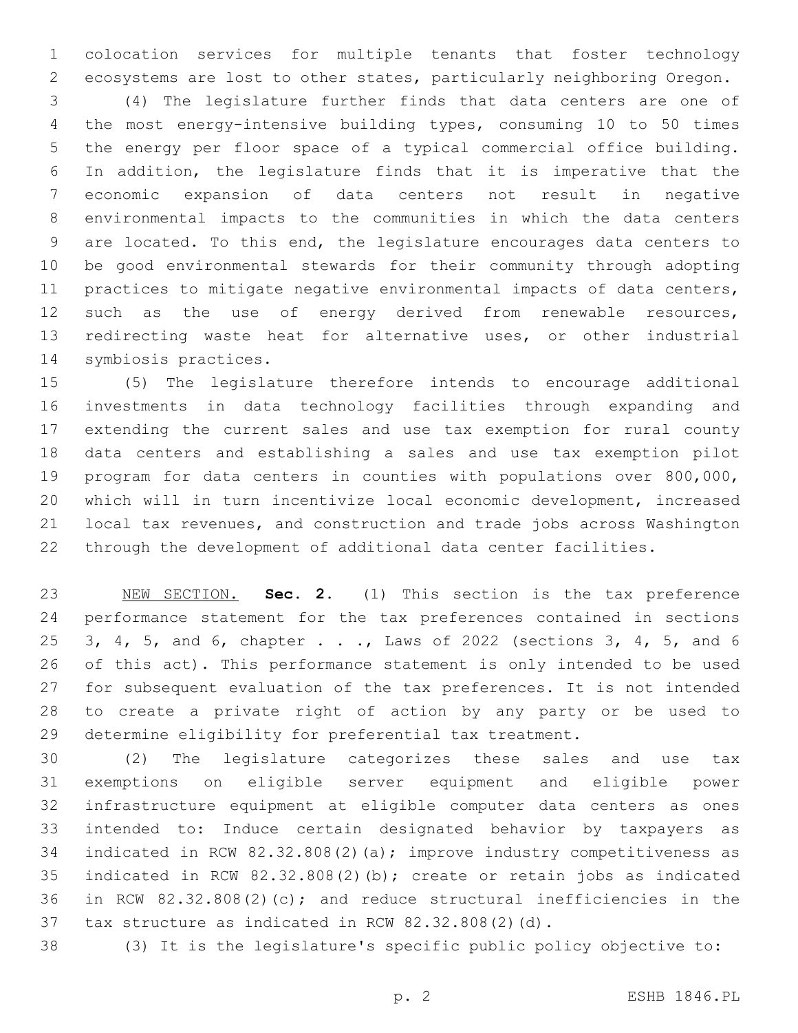colocation services for multiple tenants that foster technology ecosystems are lost to other states, particularly neighboring Oregon.

(4) The legislature further finds that data centers are one of the most energy-intensive building types, consuming 10 to 50 times the energy per floor space of a typical commercial office building. In addition, the legislature finds that it is imperative that the economic expansion of data centers not result in negative environmental impacts to the communities in which the data centers are located. To this end, the legislature encourages data centers to be good environmental stewards for their community through adopting practices to mitigate negative environmental impacts of data centers, such as the use of energy derived from renewable resources, redirecting waste heat for alternative uses, or other industrial symbiosis practices.

(5) The legislature therefore intends to encourage additional investments in data technology facilities through expanding and extending the current sales and use tax exemption for rural county data centers and establishing a sales and use tax exemption pilot program for data centers in counties with populations over 800,000, which will in turn incentivize local economic development, increased local tax revenues, and construction and trade jobs across Washington through the development of additional data center facilities.

NEW SECTION. **Sec. 2.** (1) This section is the tax preference performance statement for the tax preferences contained in sections 3, 4, 5, and 6, chapter . . ., Laws of 2022 (sections 3, 4, 5, and 6 of this act). This performance statement is only intended to be used for subsequent evaluation of the tax preferences. It is not intended to create a private right of action by any party or be used to determine eligibility for preferential tax treatment.

(2) The legislature categorizes these sales and use tax exemptions on eligible server equipment and eligible power infrastructure equipment at eligible computer data centers as ones intended to: Induce certain designated behavior by taxpayers as indicated in RCW 82.32.808(2)(a); improve industry competitiveness as indicated in RCW 82.32.808(2)(b); create or retain jobs as indicated in RCW 82.32.808(2)(c); and reduce structural inefficiencies in the tax structure as indicated in RCW 82.32.808(2)(d).

(3) It is the legislature's specific public policy objective to: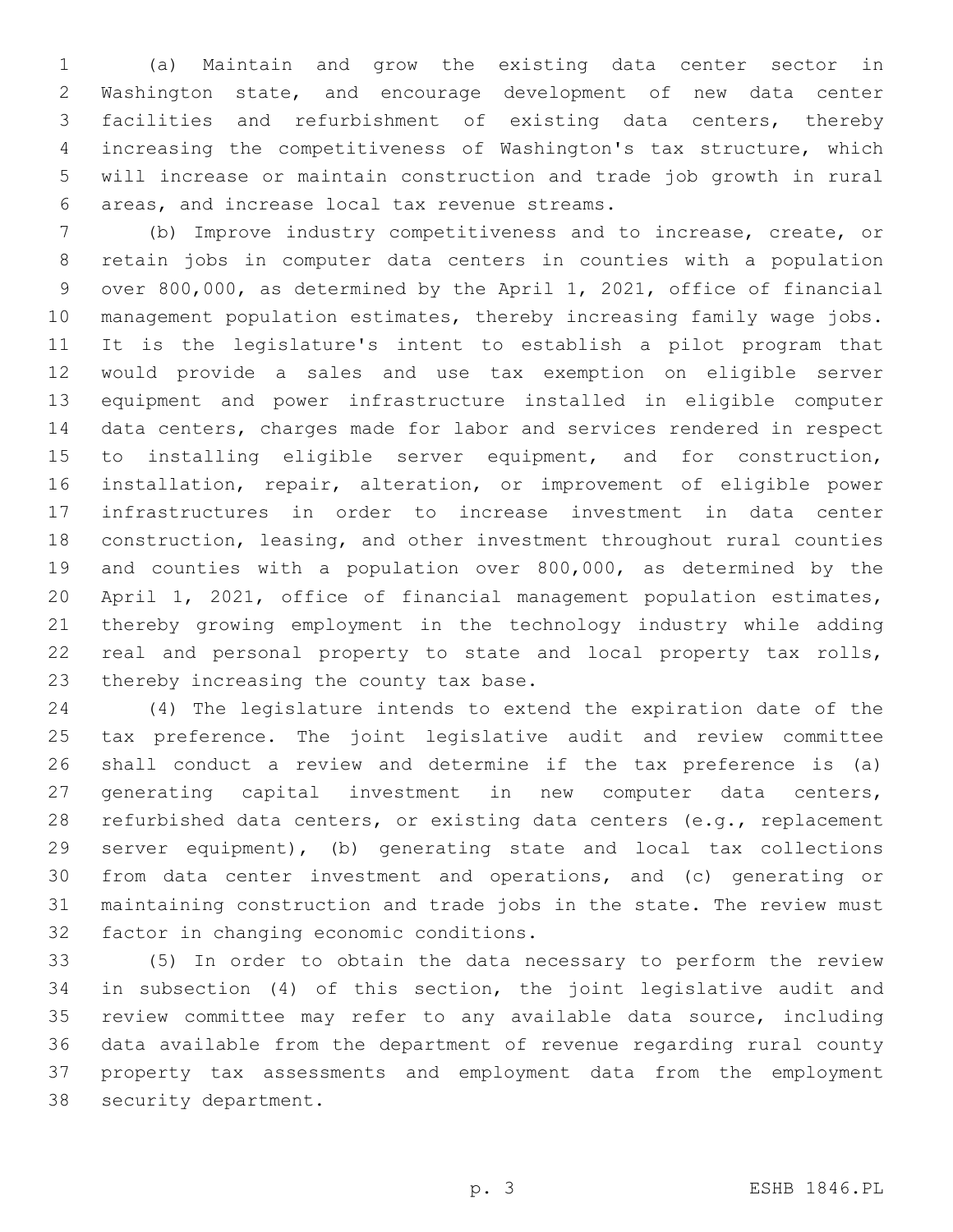(a) Maintain and grow the existing data center sector in Washington state, and encourage development of new data center facilities and refurbishment of existing data centers, thereby increasing the competitiveness of Washington's tax structure, which will increase or maintain construction and trade job growth in rural areas, and increase local tax revenue streams.

(b) Improve industry competitiveness and to increase, create, or retain jobs in computer data centers in counties with a population over 800,000, as determined by the April 1, 2021, office of financial management population estimates, thereby increasing family wage jobs. It is the legislature's intent to establish a pilot program that would provide a sales and use tax exemption on eligible server equipment and power infrastructure installed in eligible computer data centers, charges made for labor and services rendered in respect to installing eligible server equipment, and for construction, installation, repair, alteration, or improvement of eligible power infrastructures in order to increase investment in data center construction, leasing, and other investment throughout rural counties and counties with a population over 800,000, as determined by the April 1, 2021, office of financial management population estimates, thereby growing employment in the technology industry while adding real and personal property to state and local property tax rolls, thereby increasing the county tax base.

(4) The legislature intends to extend the expiration date of the tax preference. The joint legislative audit and review committee shall conduct a review and determine if the tax preference is (a) generating capital investment in new computer data centers, refurbished data centers, or existing data centers (e.g., replacement server equipment), (b) generating state and local tax collections from data center investment and operations, and (c) generating or maintaining construction and trade jobs in the state. The review must factor in changing economic conditions.

(5) In order to obtain the data necessary to perform the review in subsection (4) of this section, the joint legislative audit and review committee may refer to any available data source, including data available from the department of revenue regarding rural county property tax assessments and employment data from the employment security department.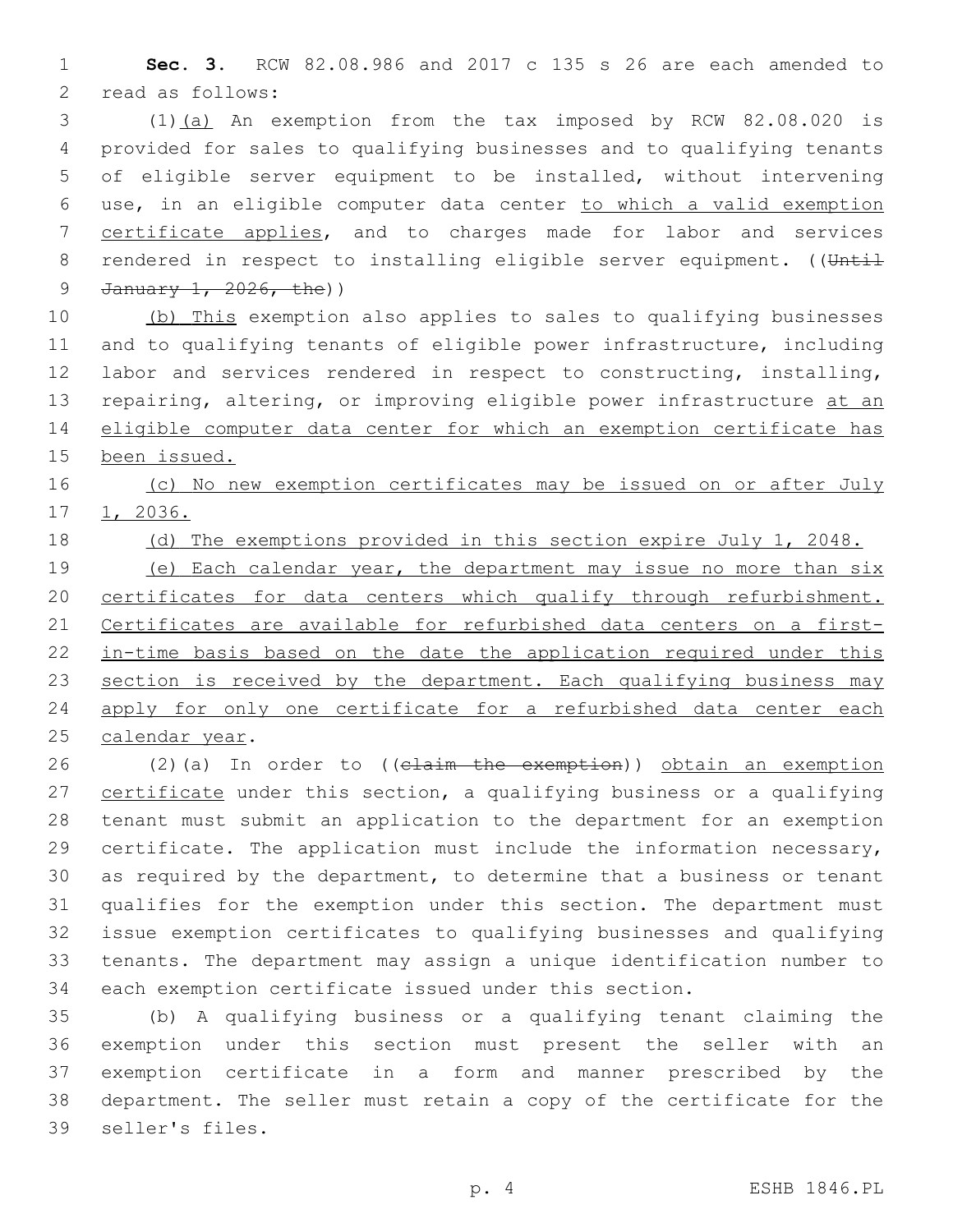**Sec. 3.** RCW 82.08.986 and 2017 c 135 s 26 are each amended to read as follows:

(1)(a) An exemption from the tax imposed by RCW 82.08.020 is provided for sales to qualifying businesses and to qualifying tenants of eligible server equipment to be installed, without intervening use, in an eligible computer data center to which a valid exemption certificate applies, and to charges made for labor and services rendered in respect to installing eligible server equipment. ((~~Until January 1, 2026, the~~))

(b) This exemption also applies to sales to qualifying businesses and to qualifying tenants of eligible power infrastructure, including labor and services rendered in respect to constructing, installing, repairing, altering, or improving eligible power infrastructure at an eligible computer data center for which an exemption certificate has been issued.

(c) No new exemption certificates may be issued on or after July 1, 2036.

(d) The exemptions provided in this section expire July 1, 2048.

(e) Each calendar year, the department may issue no more than six certificates for data centers which qualify through refurbishment. Certificates are available for refurbished data centers on a first-in-time basis based on the date the application required under this section is received by the department. Each qualifying business may apply for only one certificate for a refurbished data center each calendar year.

(2)(a) In order to ((~~claim the exemption~~)) obtain an exemption certificate under this section, a qualifying business or a qualifying tenant must submit an application to the department for an exemption certificate. The application must include the information necessary, as required by the department, to determine that a business or tenant qualifies for the exemption under this section. The department must issue exemption certificates to qualifying businesses and qualifying tenants. The department may assign a unique identification number to each exemption certificate issued under this section.

(b) A qualifying business or a qualifying tenant claiming the exemption under this section must present the seller with an exemption certificate in a form and manner prescribed by the department. The seller must retain a copy of the certificate for the seller's files.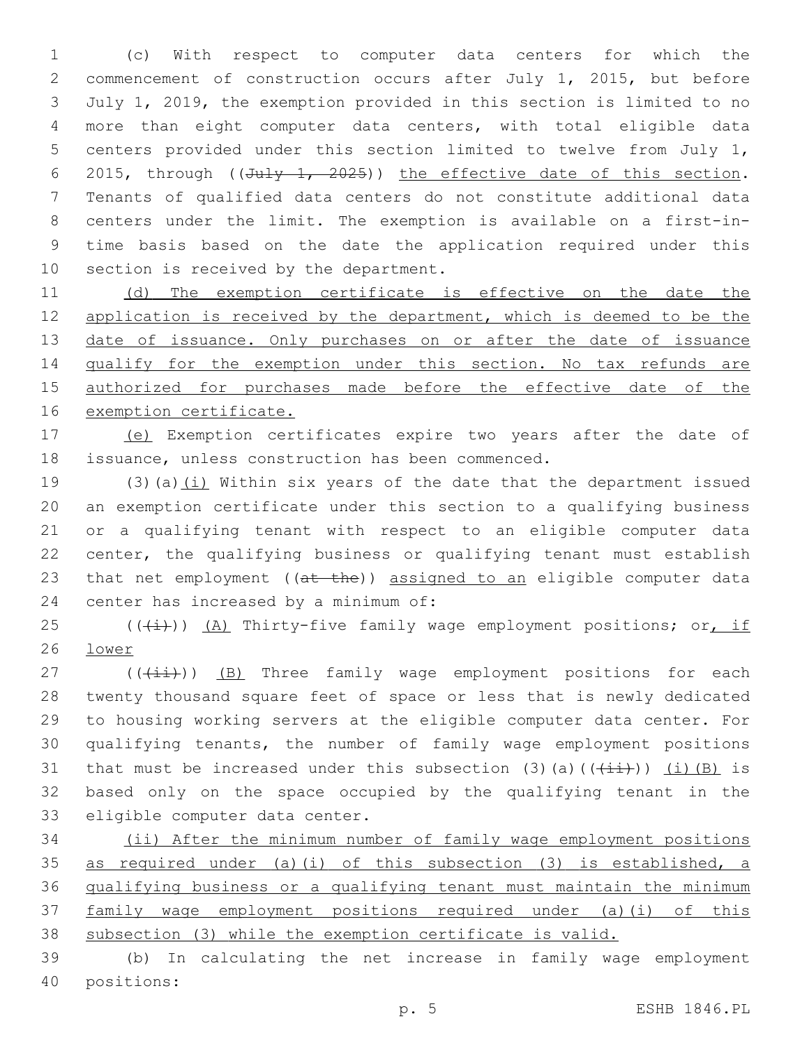(c) With respect to computer data centers for which the commencement of construction occurs after July 1, 2015, but before July 1, 2019, the exemption provided in this section is limited to no more than eight computer data centers, with total eligible data centers provided under this section limited to twelve from July 1, 2015, through ((~~July 1, 2025~~)) <u>the effective date of this section</u>. Tenants of qualified data centers do not constitute additional data centers under the limit. The exemption is available on a first-in-time basis based on the date the application required under this section is received by the department.

<u>(d) The exemption certificate is effective on the date the application is received by the department, which is deemed to be the date of issuance. Only purchases on or after the date of issuance qualify for the exemption under this section. No tax refunds are authorized for purchases made before the effective date of the exemption certificate.</u>

<u>(e)</u> Exemption certificates expire two years after the date of issuance, unless construction has been commenced.

(3)(a)<u>(i)</u> Within six years of the date that the department issued an exemption certificate under this section to a qualifying business or a qualifying tenant with respect to an eligible computer data center, the qualifying business or qualifying tenant must establish that net employment ((~~at the~~)) <u>assigned to an</u> eligible computer data center has increased by a minimum of:

((~~(i)~~)) <u>(A)</u> Thirty-five family wage employment positions; or<u>, if lower</u>

((~~(ii)~~)) <u>(B)</u> Three family wage employment positions for each twenty thousand square feet of space or less that is newly dedicated to housing working servers at the eligible computer data center. For qualifying tenants, the number of family wage employment positions that must be increased under this subsection (3)(a)((~~(ii)~~)) <u>(i)(B)</u> is based only on the space occupied by the qualifying tenant in the eligible computer data center.

<u>(ii) After the minimum number of family wage employment positions as required under (a)(i) of this subsection (3) is established, a qualifying business or a qualifying tenant must maintain the minimum family wage employment positions required under (a)(i) of this subsection (3) while the exemption certificate is valid.</u>

(b) In calculating the net increase in family wage employment positions: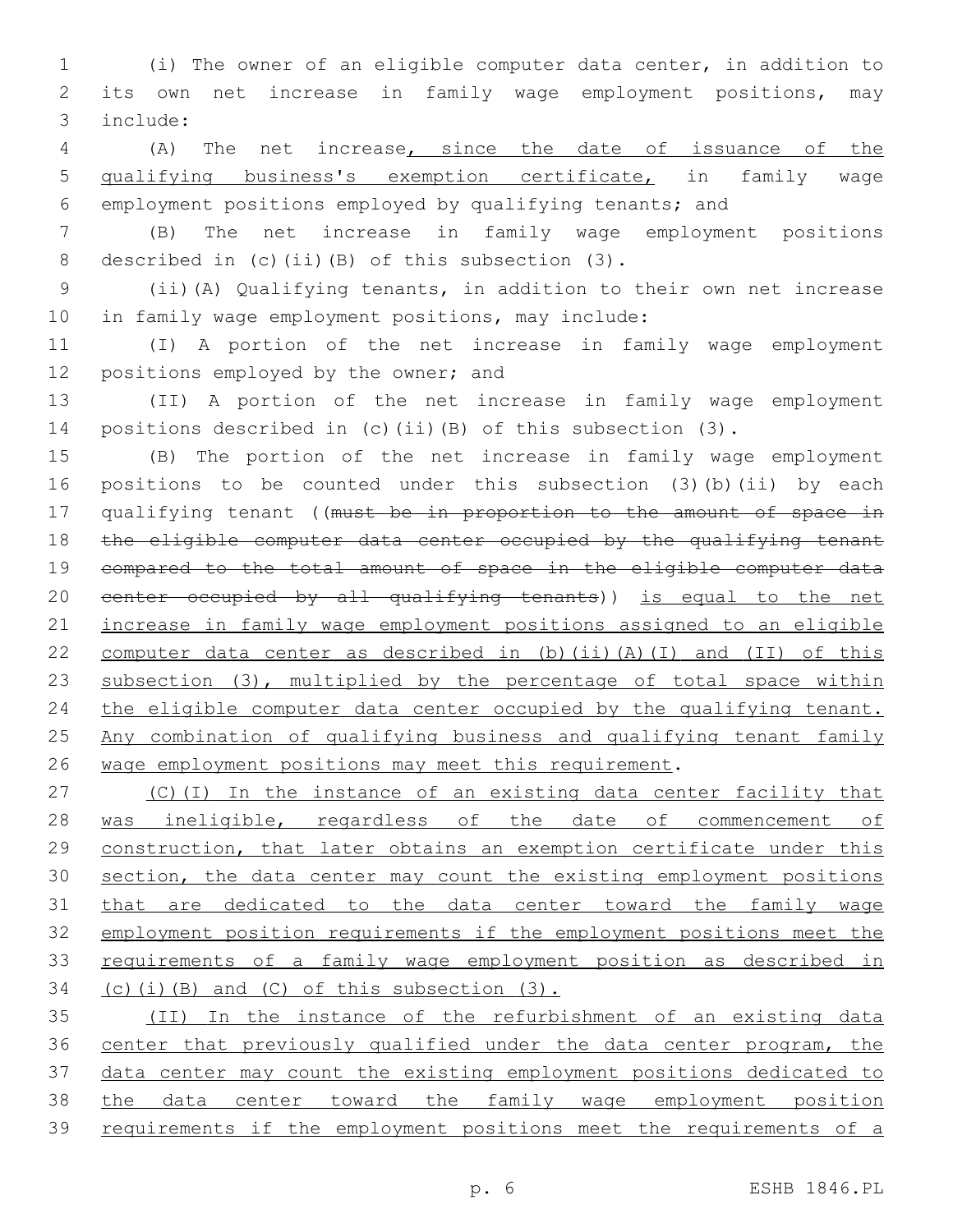(i) The owner of an eligible computer data center, in addition to its own net increase in family wage employment positions, may include:

(A) The net increase, since the date of issuance of the qualifying business's exemption certificate, in family wage employment positions employed by qualifying tenants; and

(B) The net increase in family wage employment positions described in (c)(ii)(B) of this subsection (3).

(ii)(A) Qualifying tenants, in addition to their own net increase in family wage employment positions, may include:

(I) A portion of the net increase in family wage employment positions employed by the owner; and

(II) A portion of the net increase in family wage employment positions described in (c)(ii)(B) of this subsection (3).

(B) The portion of the net increase in family wage employment positions to be counted under this subsection (3)(b)(ii) by each qualifying tenant ((~~must be in proportion to the amount of space in the eligible computer data center occupied by the qualifying tenant compared to the total amount of space in the eligible computer data center occupied by all qualifying tenants~~)) is equal to the net increase in family wage employment positions assigned to an eligible computer data center as described in (b)(ii)(A)(I) and (II) of this subsection (3), multiplied by the percentage of total space within the eligible computer data center occupied by the qualifying tenant. Any combination of qualifying business and qualifying tenant family wage employment positions may meet this requirement.

(C)(I) In the instance of an existing data center facility that was ineligible, regardless of the date of commencement of construction, that later obtains an exemption certificate under this section, the data center may count the existing employment positions that are dedicated to the data center toward the family wage employment position requirements if the employment positions meet the requirements of a family wage employment position as described in (c)(i)(B) and (C) of this subsection (3).

(II) In the instance of the refurbishment of an existing data center that previously qualified under the data center program, the data center may count the existing employment positions dedicated to the data center toward the family wage employment position requirements if the employment positions meet the requirements of a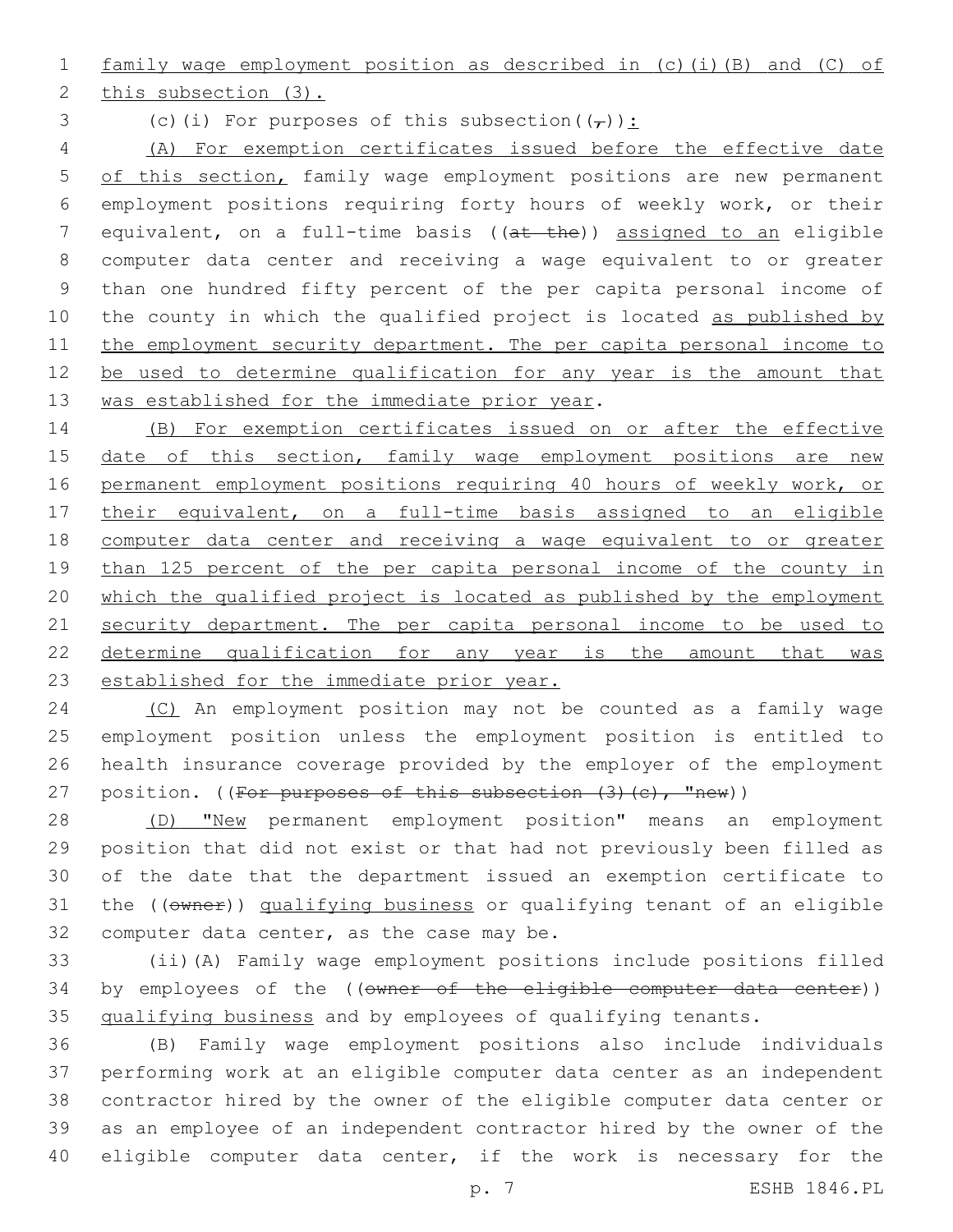family wage employment position as described in (c)(i)(B) and (C) of this subsection (3).

(c)(i) For purposes of this subsection((,)):

(A) For exemption certificates issued before the effective date of this section, family wage employment positions are new permanent employment positions requiring forty hours of weekly work, or their equivalent, on a full-time basis ((~~at the~~)) assigned to an eligible computer data center and receiving a wage equivalent to or greater than one hundred fifty percent of the per capita personal income of the county in which the qualified project is located as published by the employment security department. The per capita personal income to be used to determine qualification for any year is the amount that was established for the immediate prior year.

(B) For exemption certificates issued on or after the effective date of this section, family wage employment positions are new permanent employment positions requiring 40 hours of weekly work, or their equivalent, on a full-time basis assigned to an eligible computer data center and receiving a wage equivalent to or greater than 125 percent of the per capita personal income of the county in which the qualified project is located as published by the employment security department. The per capita personal income to be used to determine qualification for any year is the amount that was established for the immediate prior year.

(C) An employment position may not be counted as a family wage employment position unless the employment position is entitled to health insurance coverage provided by the employer of the employment position. ((~~For purposes of this subsection (3)(c), "new~~))

(D) "New permanent employment position" means an employment position that did not exist or that had not previously been filled as of the date that the department issued an exemption certificate to the ((~~owner~~)) qualifying business or qualifying tenant of an eligible computer data center, as the case may be.

(ii)(A) Family wage employment positions include positions filled by employees of the ((~~owner of the eligible computer data center~~)) qualifying business and by employees of qualifying tenants.

(B) Family wage employment positions also include individuals performing work at an eligible computer data center as an independent contractor hired by the owner of the eligible computer data center or as an employee of an independent contractor hired by the owner of the eligible computer data center, if the work is necessary for the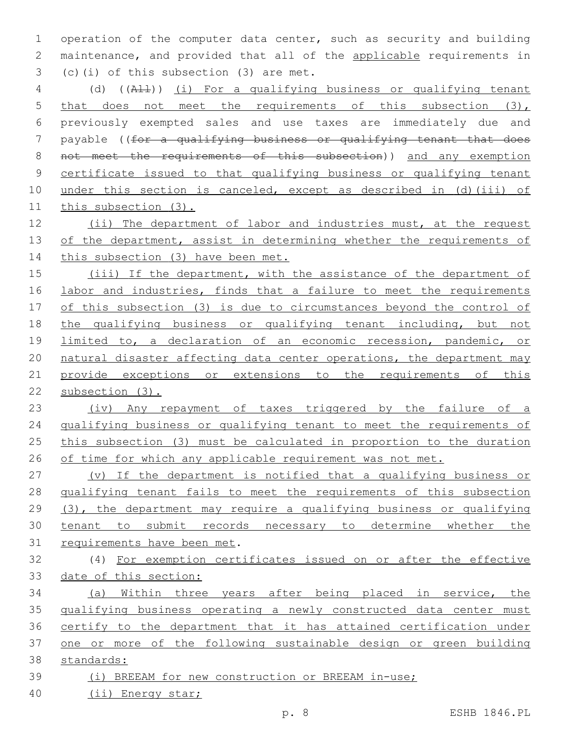operation of the computer data center, such as security and building maintenance, and provided that all of the applicable requirements in (c)(i) of this subsection (3) are met.

(d) ((~~All~~)) (i) For a qualifying business or qualifying tenant that does not meet the requirements of this subsection (3), previously exempted sales and use taxes are immediately due and payable ((~~for a qualifying business or qualifying tenant that does not meet the requirements of this subsection~~)) and any exemption certificate issued to that qualifying business or qualifying tenant under this section is canceled, except as described in (d)(iii) of this subsection (3).

(ii) The department of labor and industries must, at the request of the department, assist in determining whether the requirements of this subsection (3) have been met.

(iii) If the department, with the assistance of the department of labor and industries, finds that a failure to meet the requirements of this subsection (3) is due to circumstances beyond the control of the qualifying business or qualifying tenant including, but not limited to, a declaration of an economic recession, pandemic, or natural disaster affecting data center operations, the department may provide exceptions or extensions to the requirements of this subsection (3).

(iv) Any repayment of taxes triggered by the failure of a qualifying business or qualifying tenant to meet the requirements of this subsection (3) must be calculated in proportion to the duration of time for which any applicable requirement was not met.

(v) If the department is notified that a qualifying business or qualifying tenant fails to meet the requirements of this subsection (3), the department may require a qualifying business or qualifying tenant to submit records necessary to determine whether the requirements have been met.

(4) For exemption certificates issued on or after the effective date of this section:

(a) Within three years after being placed in service, the qualifying business operating a newly constructed data center must certify to the department that it has attained certification under one or more of the following sustainable design or green building standards:

(i) BREEAM for new construction or BREEAM in-use;

(ii) Energy star;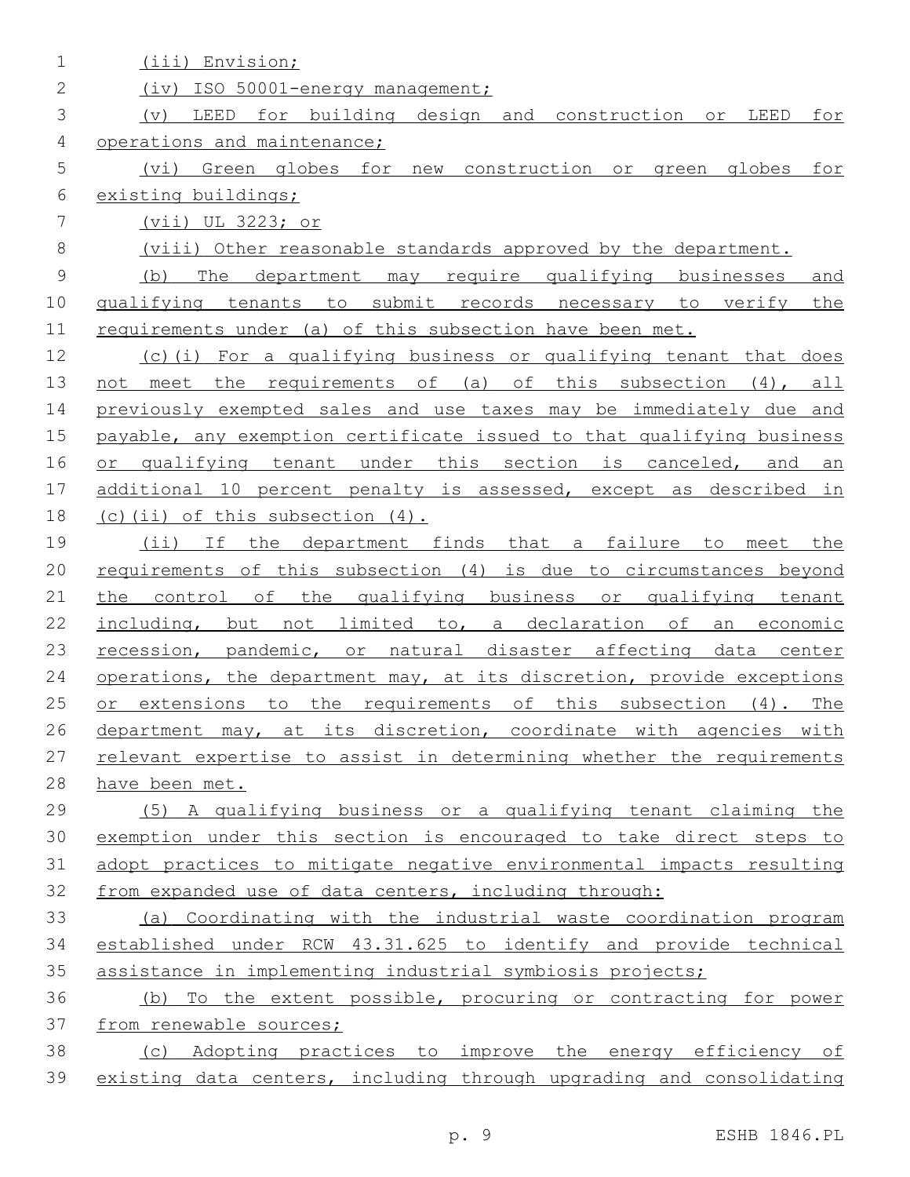(iii) Envision;

(iv) ISO 50001-energy management;

(v) LEED for building design and construction or LEED for operations and maintenance;

(vi) Green globes for new construction or green globes for existing buildings;

(vii) UL 3223; or

(viii) Other reasonable standards approved by the department.

(b) The department may require qualifying businesses and qualifying tenants to submit records necessary to verify the requirements under (a) of this subsection have been met.

(c)(i) For a qualifying business or qualifying tenant that does not meet the requirements of (a) of this subsection (4), all previously exempted sales and use taxes may be immediately due and payable, any exemption certificate issued to that qualifying business or qualifying tenant under this section is canceled, and an additional 10 percent penalty is assessed, except as described in (c)(ii) of this subsection (4).

(ii) If the department finds that a failure to meet the requirements of this subsection (4) is due to circumstances beyond the control of the qualifying business or qualifying tenant including, but not limited to, a declaration of an economic recession, pandemic, or natural disaster affecting data center operations, the department may, at its discretion, provide exceptions or extensions to the requirements of this subsection (4). The department may, at its discretion, coordinate with agencies with relevant expertise to assist in determining whether the requirements have been met.

(5) A qualifying business or a qualifying tenant claiming the exemption under this section is encouraged to take direct steps to adopt practices to mitigate negative environmental impacts resulting from expanded use of data centers, including through:

(a) Coordinating with the industrial waste coordination program established under RCW 43.31.625 to identify and provide technical assistance in implementing industrial symbiosis projects;

(b) To the extent possible, procuring or contracting for power from renewable sources;

(c) Adopting practices to improve the energy efficiency of existing data centers, including through upgrading and consolidating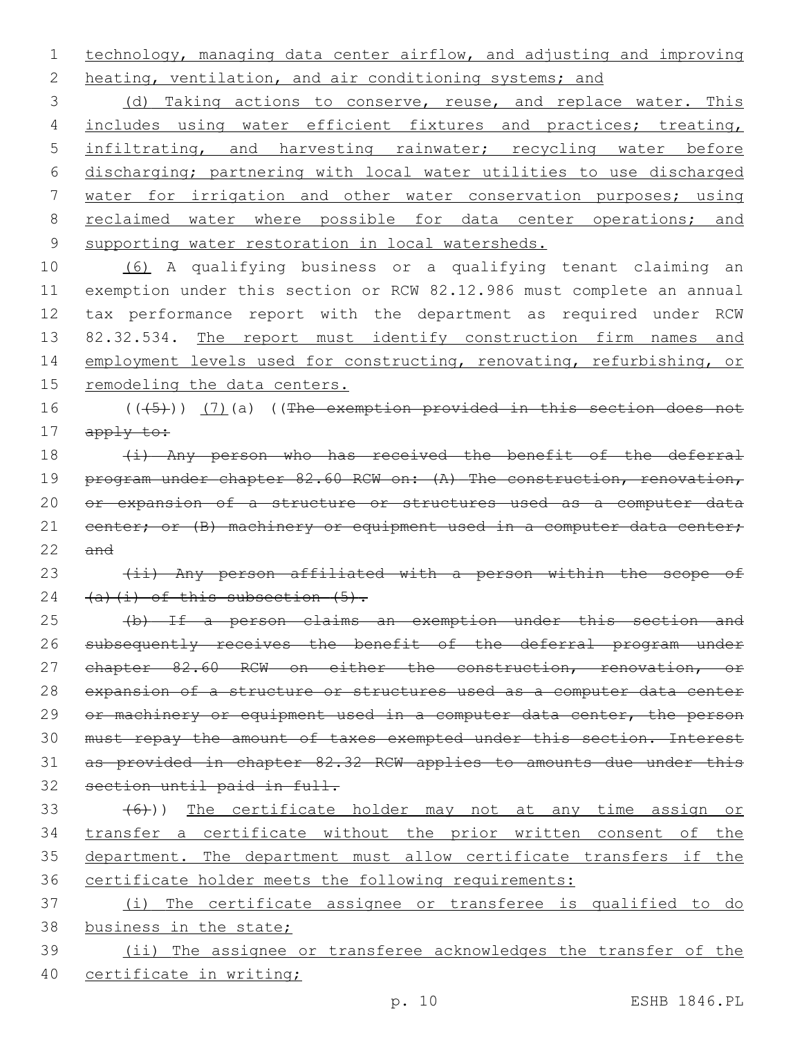technology, managing data center airflow, and adjusting and improving heating, ventilation, and air conditioning systems; and

(d) Taking actions to conserve, reuse, and replace water. This includes using water efficient fixtures and practices; treating, infiltrating, and harvesting rainwater; recycling water before discharging; partnering with local water utilities to use discharged water for irrigation and other water conservation purposes; using reclaimed water where possible for data center operations; and supporting water restoration in local watersheds.

(6) A qualifying business or a qualifying tenant claiming an exemption under this section or RCW 82.12.986 must complete an annual tax performance report with the department as required under RCW 82.32.534. The report must identify construction firm names and employment levels used for constructing, renovating, refurbishing, or remodeling the data centers.

((~~(5)~~)) (7)(a) ((~~The exemption provided in this section does not apply to:~~

~~(i) Any person who has received the benefit of the deferral program under chapter 82.60 RCW on: (A) The construction, renovation, or expansion of a structure or structures used as a computer data center; or (B) machinery or equipment used in a computer data center; and~~

~~(ii) Any person affiliated with a person within the scope of (a)(i) of this subsection (5).~~

~~(b) If a person claims an exemption under this section and subsequently receives the benefit of the deferral program under chapter 82.60 RCW on either the construction, renovation, or expansion of a structure or structures used as a computer data center or machinery or equipment used in a computer data center, the person must repay the amount of taxes exempted under this section. Interest as provided in chapter 82.32 RCW applies to amounts due under this section until paid in full.~~

~~(6)~~)) The certificate holder may not at any time assign or transfer a certificate without the prior written consent of the department. The department must allow certificate transfers if the certificate holder meets the following requirements:

(i) The certificate assignee or transferee is qualified to do business in the state;

(ii) The assignee or transferee acknowledges the transfer of the certificate in writing;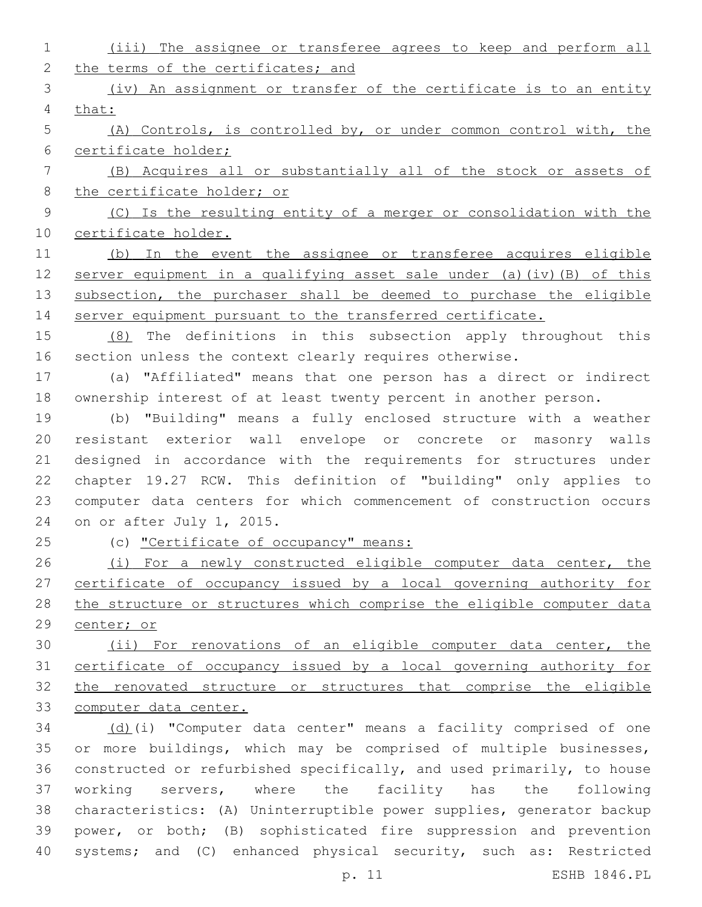(iii) The assignee or transferee agrees to keep and perform all the terms of the certificates; and

(iv) An assignment or transfer of the certificate is to an entity that:

(A) Controls, is controlled by, or under common control with, the certificate holder;

(B) Acquires all or substantially all of the stock or assets of the certificate holder; or

(C) Is the resulting entity of a merger or consolidation with the certificate holder.

(b) In the event the assignee or transferee acquires eligible server equipment in a qualifying asset sale under (a)(iv)(B) of this subsection, the purchaser shall be deemed to purchase the eligible server equipment pursuant to the transferred certificate.

(8) The definitions in this subsection apply throughout this section unless the context clearly requires otherwise.

(a) "Affiliated" means that one person has a direct or indirect ownership interest of at least twenty percent in another person.

(b) "Building" means a fully enclosed structure with a weather resistant exterior wall envelope or concrete or masonry walls designed in accordance with the requirements for structures under chapter 19.27 RCW. This definition of "building" only applies to computer data centers for which commencement of construction occurs on or after July 1, 2015.

(c) "Certificate of occupancy" means:

(i) For a newly constructed eligible computer data center, the certificate of occupancy issued by a local governing authority for the structure or structures which comprise the eligible computer data center; or

(ii) For renovations of an eligible computer data center, the certificate of occupancy issued by a local governing authority for the renovated structure or structures that comprise the eligible computer data center.

(d)(i) "Computer data center" means a facility comprised of one or more buildings, which may be comprised of multiple businesses, constructed or refurbished specifically, and used primarily, to house working servers, where the facility has the following characteristics: (A) Uninterruptible power supplies, generator backup power, or both; (B) sophisticated fire suppression and prevention systems; and (C) enhanced physical security, such as: Restricted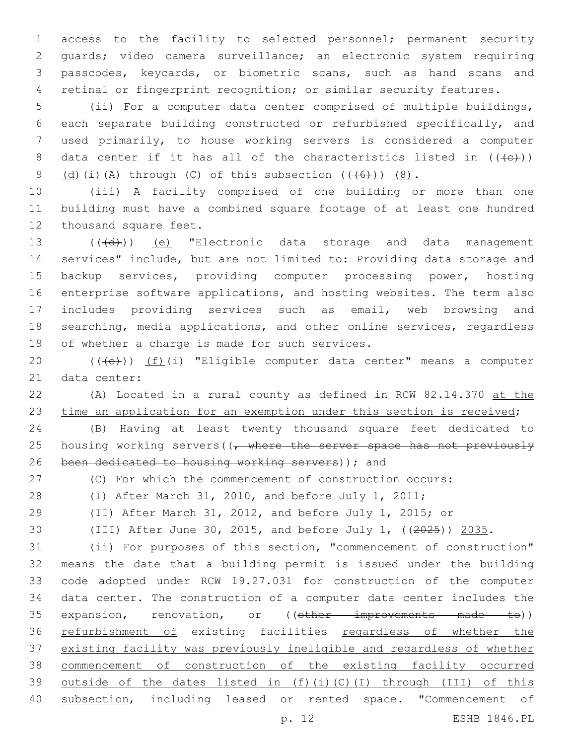access to the facility to selected personnel; permanent security guards; video camera surveillance; an electronic system requiring passcodes, keycards, or biometric scans, such as hand scans and retinal or fingerprint recognition; or similar security features.

(ii) For a computer data center comprised of multiple buildings, each separate building constructed or refurbished specifically, and used primarily, to house working servers is considered a computer data center if it has all of the characteristics listed in ~~((~~~~(c)~~~~))~~ (d)(i)(A) through (C) of this subsection ~~((~~~~(6)~~~~))~~ (8).

(iii) A facility comprised of one building or more than one building must have a combined square footage of at least one hundred thousand square feet.

~~((~~~~(d)~~~~))~~ (e) "Electronic data storage and data management services" include, but are not limited to: Providing data storage and backup services, providing computer processing power, hosting enterprise software applications, and hosting websites. The term also includes providing services such as email, web browsing and searching, media applications, and other online services, regardless of whether a charge is made for such services.

~~((~~~~(e)~~~~))~~ (f)(i) "Eligible computer data center" means a computer data center:

(A) Located in a rural county as defined in RCW 82.14.370 at the time an application for an exemption under this section is received;

(B) Having at least twenty thousand square feet dedicated to housing working servers~~((, where the server space has not previously been dedicated to housing working servers))~~; and

(C) For which the commencement of construction occurs:

(I) After March 31, 2010, and before July 1, 2011;

(II) After March 31, 2012, and before July 1, 2015; or

(III) After June 30, 2015, and before July 1, ~~((2025))~~ 2035.

(ii) For purposes of this section, "commencement of construction" means the date that a building permit is issued under the building code adopted under RCW 19.27.031 for construction of the computer data center. The construction of a computer data center includes the expansion, renovation, or ~~((other improvements made to))~~ refurbishment of existing facilities regardless of whether the existing facility was previously ineligible and regardless of whether commencement of construction of the existing facility occurred outside of the dates listed in (f)(i)(C)(I) through (III) of this subsection, including leased or rented space. "Commencement of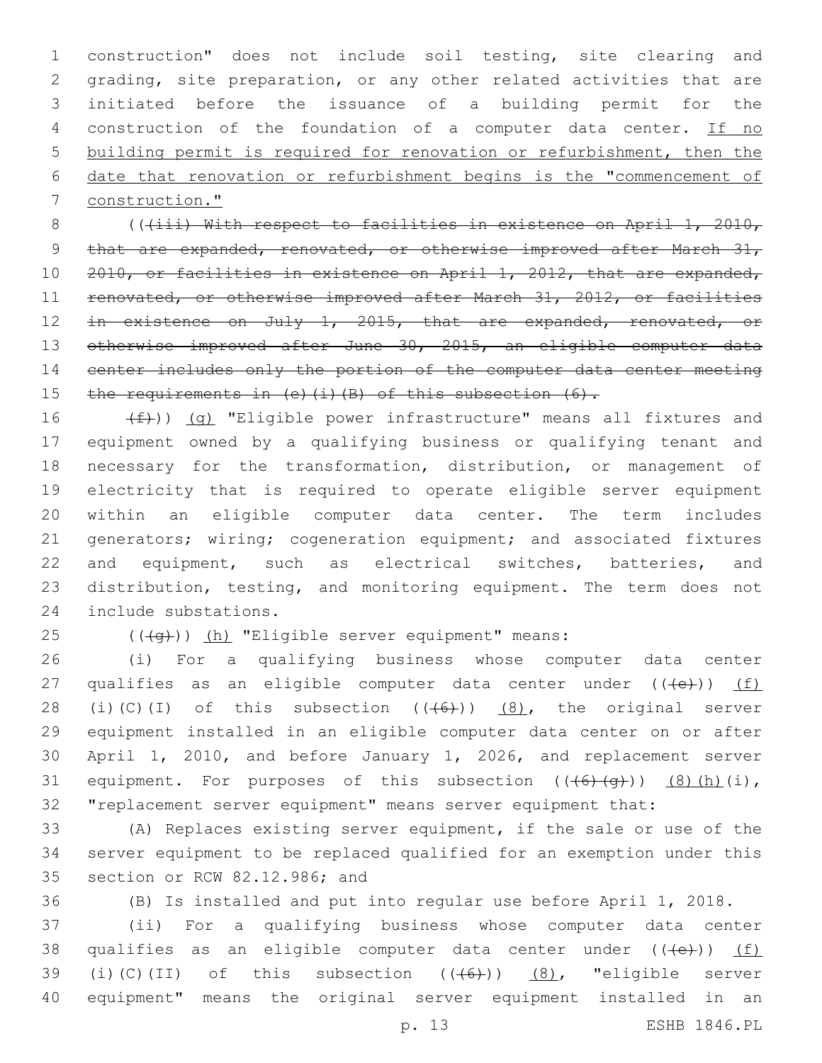construction" does not include soil testing, site clearing and grading, site preparation, or any other related activities that are initiated before the issuance of a building permit for the construction of the foundation of a computer data center. If no building permit is required for renovation or refurbishment, then the date that renovation or refurbishment begins is the "commencement of construction."

(((iii) With respect to facilities in existence on April 1, 2010, that are expanded, renovated, or otherwise improved after March 31, 2010, or facilities in existence on April 1, 2012, that are expanded, renovated, or otherwise improved after March 31, 2012, or facilities in existence on July 1, 2015, that are expanded, renovated, or otherwise improved after June 30, 2015, an eligible computer data center includes only the portion of the computer data center meeting the requirements in (e)(i)(B) of this subsection (6).

(f))) (g) "Eligible power infrastructure" means all fixtures and equipment owned by a qualifying business or qualifying tenant and necessary for the transformation, distribution, or management of electricity that is required to operate eligible server equipment within an eligible computer data center. The term includes generators; wiring; cogeneration equipment; and associated fixtures and equipment, such as electrical switches, batteries, and distribution, testing, and monitoring equipment. The term does not include substations.

(((g))) (h) "Eligible server equipment" means:

(i) For a qualifying business whose computer data center qualifies as an eligible computer data center under (((e))) (f)(i)(C)(I) of this subsection (((6))) (8), the original server equipment installed in an eligible computer data center on or after April 1, 2010, and before January 1, 2026, and replacement server equipment. For purposes of this subsection (((6)(g))) (8)(h)(i), "replacement server equipment" means server equipment that:

(A) Replaces existing server equipment, if the sale or use of the server equipment to be replaced qualified for an exemption under this section or RCW 82.12.986; and

(B) Is installed and put into regular use before April 1, 2018.

(ii) For a qualifying business whose computer data center qualifies as an eligible computer data center under (((e))) (f)(i)(C)(II) of this subsection (((6))) (8), "eligible server equipment" means the original server equipment installed in an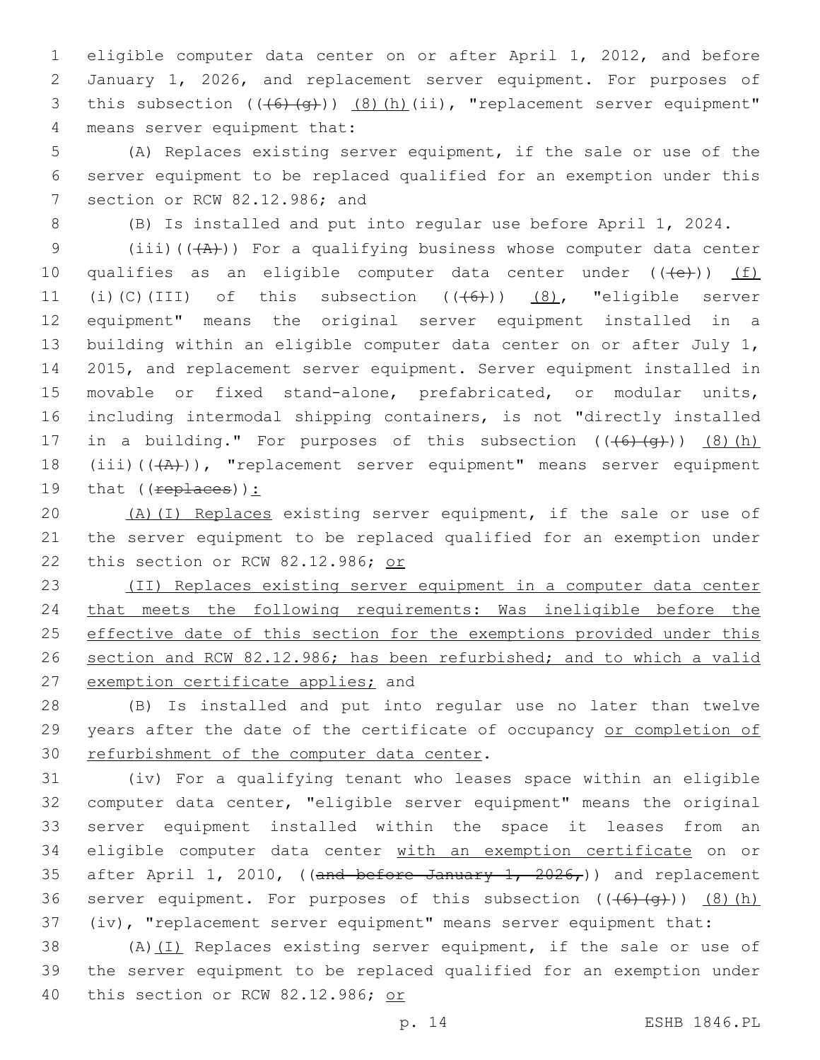eligible computer data center on or after April 1, 2012, and before January 1, 2026, and replacement server equipment. For purposes of this subsection ((~~(6)(g)~~)) (8)(h)(ii), "replacement server equipment" means server equipment that:

(A) Replaces existing server equipment, if the sale or use of the server equipment to be replaced qualified for an exemption under this section or RCW 82.12.986; and

(B) Is installed and put into regular use before April 1, 2024.

(iii)((~~(A)~~)) For a qualifying business whose computer data center qualifies as an eligible computer data center under ((~~(e)~~)) (f)(i)(C)(III) of this subsection ((~~(6)~~)) (8), "eligible server equipment" means the original server equipment installed in a building within an eligible computer data center on or after July 1, 2015, and replacement server equipment. Server equipment installed in movable or fixed stand-alone, prefabricated, or modular units, including intermodal shipping containers, is not "directly installed in a building." For purposes of this subsection ((~~(6)(g)~~)) (8)(h)(iii)((~~(A)~~)), "replacement server equipment" means server equipment that ((~~replaces~~)):

(A)(I) Replaces existing server equipment, if the sale or use of the server equipment to be replaced qualified for an exemption under this section or RCW 82.12.986; or

(II) Replaces existing server equipment in a computer data center that meets the following requirements: Was ineligible before the effective date of this section for the exemptions provided under this section and RCW 82.12.986; has been refurbished; and to which a valid exemption certificate applies; and

(B) Is installed and put into regular use no later than twelve years after the date of the certificate of occupancy or completion of refurbishment of the computer data center.

(iv) For a qualifying tenant who leases space within an eligible computer data center, "eligible server equipment" means the original server equipment installed within the space it leases from an eligible computer data center with an exemption certificate on or after April 1, 2010, ((~~and before January 1, 2026,~~)) and replacement server equipment. For purposes of this subsection ((~~(6)(g)~~)) (8)(h)(iv), "replacement server equipment" means server equipment that:

(A)(I) Replaces existing server equipment, if the sale or use of the server equipment to be replaced qualified for an exemption under this section or RCW 82.12.986; or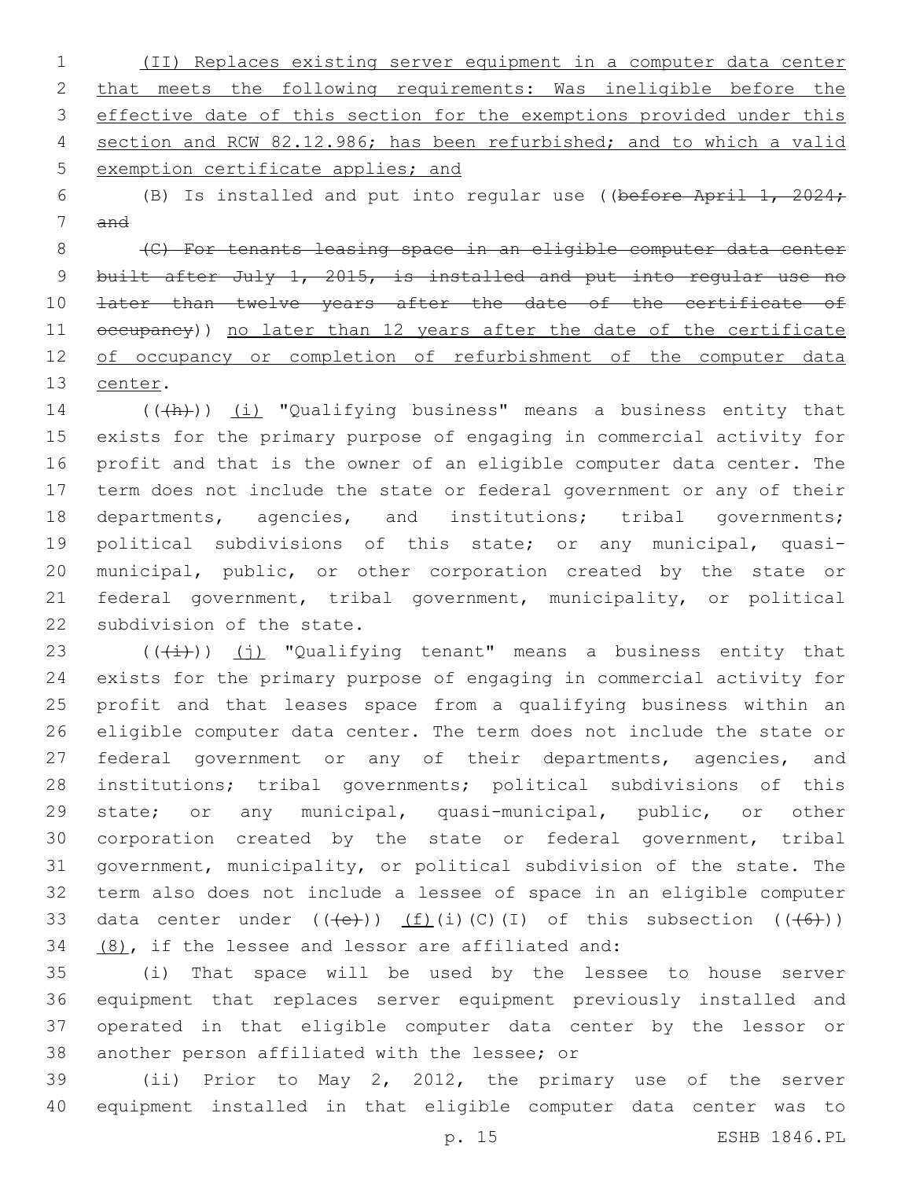(II) Replaces existing server equipment in a computer data center that meets the following requirements: Was ineligible before the effective date of this section for the exemptions provided under this section and RCW 82.12.986; has been refurbished; and to which a valid exemption certificate applies; and

(B) Is installed and put into regular use ((before April 1, 2024; and

(C) For tenants leasing space in an eligible computer data center built after July 1, 2015, is installed and put into regular use no later than twelve years after the date of the certificate of occupancy)) no later than 12 years after the date of the certificate of occupancy or completion of refurbishment of the computer data center.

(((h))) (i) "Qualifying business" means a business entity that exists for the primary purpose of engaging in commercial activity for profit and that is the owner of an eligible computer data center. The term does not include the state or federal government or any of their departments, agencies, and institutions; tribal governments; political subdivisions of this state; or any municipal, quasi-municipal, public, or other corporation created by the state or federal government, tribal government, municipality, or political subdivision of the state.

(((i))) (j) "Qualifying tenant" means a business entity that exists for the primary purpose of engaging in commercial activity for profit and that leases space from a qualifying business within an eligible computer data center. The term does not include the state or federal government or any of their departments, agencies, and institutions; tribal governments; political subdivisions of this state; or any municipal, quasi-municipal, public, or other corporation created by the state or federal government, tribal government, municipality, or political subdivision of the state. The term also does not include a lessee of space in an eligible computer data center under (((e))) (f)(i)(C)(I) of this subsection (((6))) (8), if the lessee and lessor are affiliated and:

(i) That space will be used by the lessee to house server equipment that replaces server equipment previously installed and operated in that eligible computer data center by the lessor or another person affiliated with the lessee; or

(ii) Prior to May 2, 2012, the primary use of the server equipment installed in that eligible computer data center was to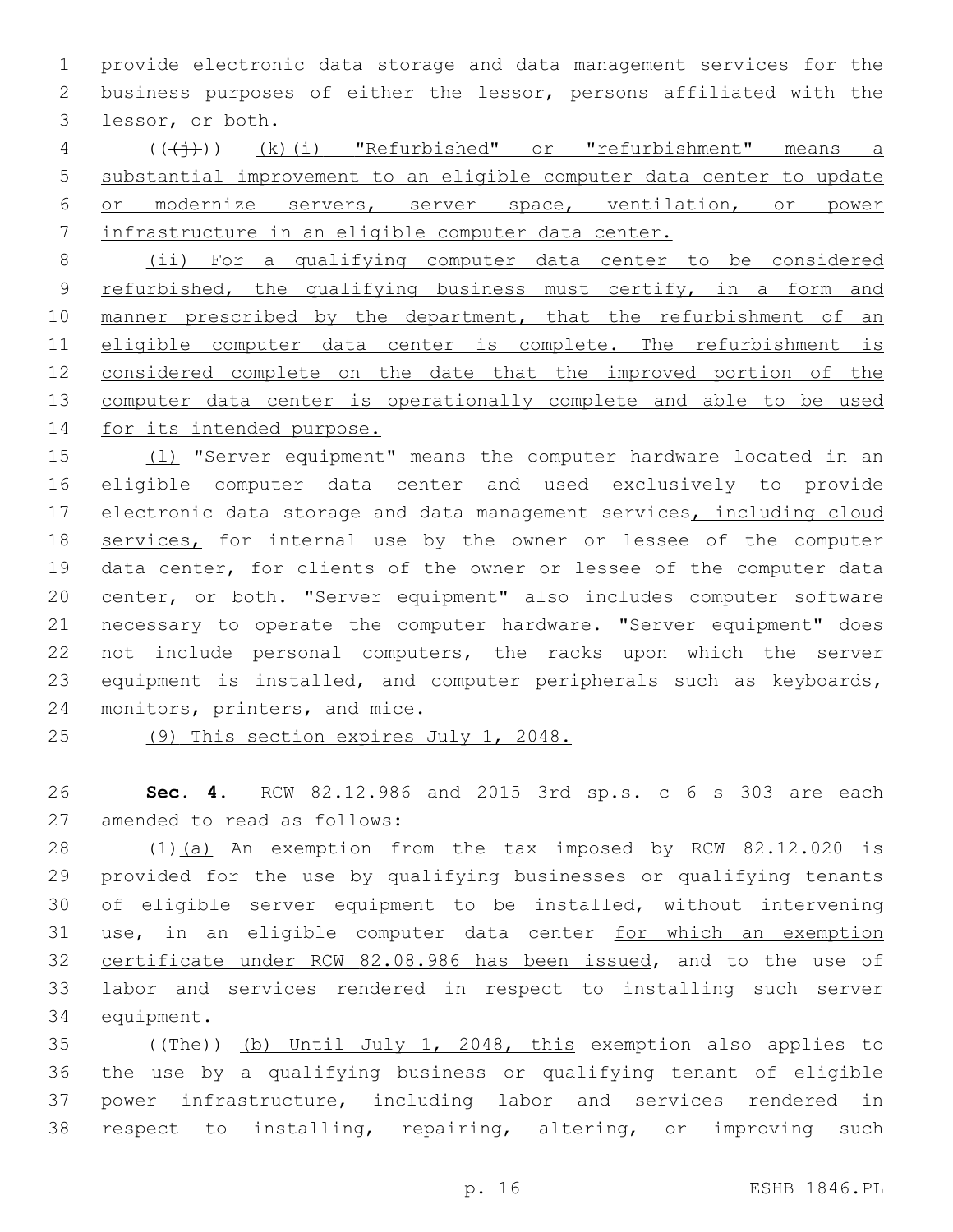provide electronic data storage and data management services for the business purposes of either the lessor, persons affiliated with the lessor, or both.

(((j))) (k)(i) "Refurbished" or "refurbishment" means a substantial improvement to an eligible computer data center to update or modernize servers, server space, ventilation, or power infrastructure in an eligible computer data center.

(ii) For a qualifying computer data center to be considered refurbished, the qualifying business must certify, in a form and manner prescribed by the department, that the refurbishment of an eligible computer data center is complete. The refurbishment is considered complete on the date that the improved portion of the computer data center is operationally complete and able to be used for its intended purpose.

(l) "Server equipment" means the computer hardware located in an eligible computer data center and used exclusively to provide electronic data storage and data management services, including cloud services, for internal use by the owner or lessee of the computer data center, for clients of the owner or lessee of the computer data center, or both. "Server equipment" also includes computer software necessary to operate the computer hardware. "Server equipment" does not include personal computers, the racks upon which the server equipment is installed, and computer peripherals such as keyboards, monitors, printers, and mice.

(9) This section expires July 1, 2048.

**Sec. 4.** RCW 82.12.986 and 2015 3rd sp.s. c 6 s 303 are each amended to read as follows:

(1)(a) An exemption from the tax imposed by RCW 82.12.020 is provided for the use by qualifying businesses or qualifying tenants of eligible server equipment to be installed, without intervening use, in an eligible computer data center for which an exemption certificate under RCW 82.08.986 has been issued, and to the use of labor and services rendered in respect to installing such server equipment.

((The)) (b) Until July 1, 2048, this exemption also applies to the use by a qualifying business or qualifying tenant of eligible power infrastructure, including labor and services rendered in respect to installing, repairing, altering, or improving such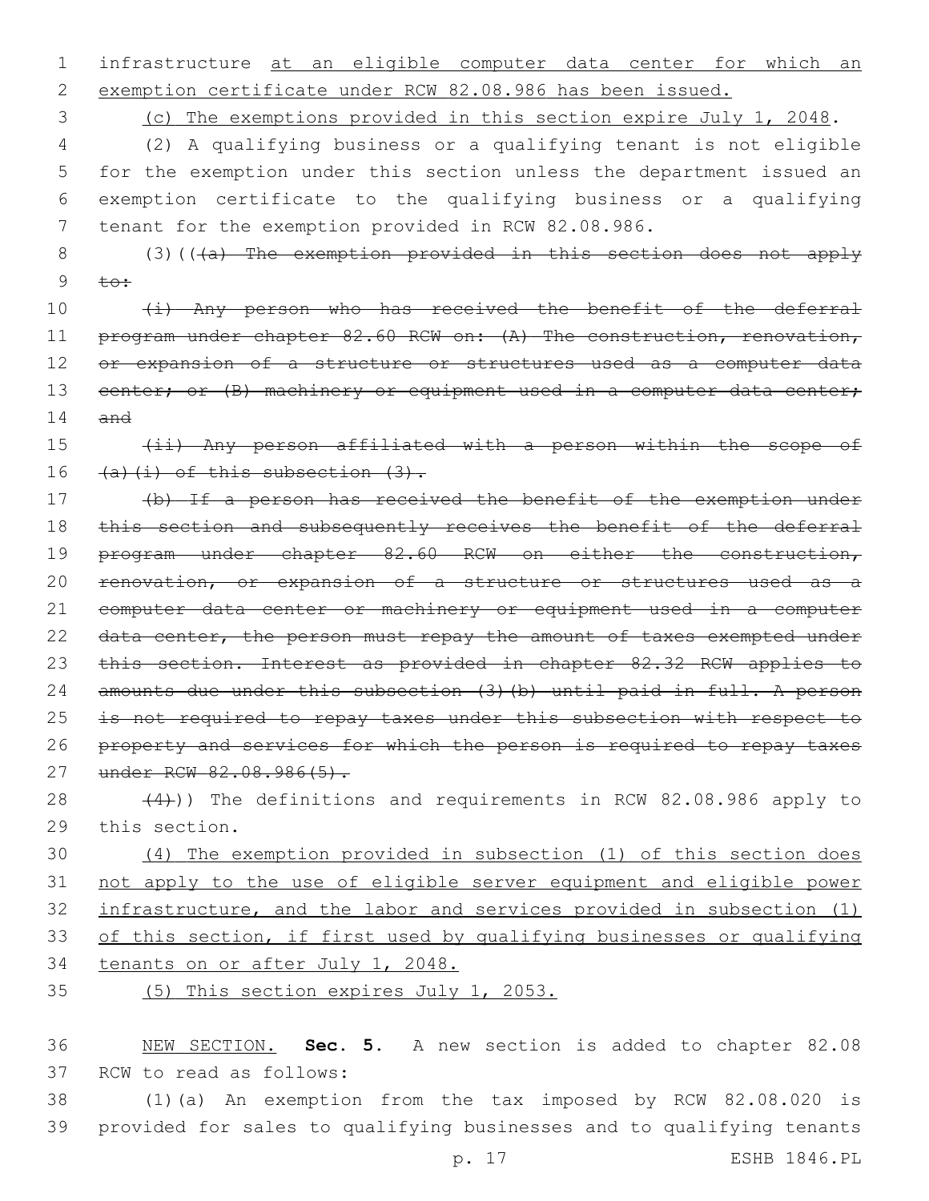infrastructure <u>at an eligible computer data center for which an exemption certificate under RCW 82.08.986 has been issued.</u>

<u>(c) The exemptions provided in this section expire July 1, 2048</u>.

(2) A qualifying business or a qualifying tenant is not eligible for the exemption under this section unless the department issued an exemption certificate to the qualifying business or a qualifying tenant for the exemption provided in RCW 82.08.986.

(3)((~~(a) The exemption provided in this section does not apply to:~~

~~(i) Any person who has received the benefit of the deferral program under chapter 82.60 RCW on: (A) The construction, renovation, or expansion of a structure or structures used as a computer data center; or (B) machinery or equipment used in a computer data center; and~~

~~(ii) Any person affiliated with a person within the scope of (a)(i) of this subsection (3).~~

~~(b) If a person has received the benefit of the exemption under this section and subsequently receives the benefit of the deferral program under chapter 82.60 RCW on either the construction, renovation, or expansion of a structure or structures used as a computer data center or machinery or equipment used in a computer data center, the person must repay the amount of taxes exempted under this section. Interest as provided in chapter 82.32 RCW applies to amounts due under this subsection (3)(b) until paid in full. A person is not required to repay taxes under this subsection with respect to property and services for which the person is required to repay taxes under RCW 82.08.986(5).~~

~~(4)~~)) The definitions and requirements in RCW 82.08.986 apply to this section.

<u>(4) The exemption provided in subsection (1) of this section does not apply to the use of eligible server equipment and eligible power infrastructure, and the labor and services provided in subsection (1) of this section, if first used by qualifying businesses or qualifying tenants on or after July 1, 2048.</u>

<u>(5) This section expires July 1, 2053.</u>

<u>NEW SECTION.</u> **Sec. 5.** A new section is added to chapter 82.08 RCW to read as follows:

(1)(a) An exemption from the tax imposed by RCW 82.08.020 is provided for sales to qualifying businesses and to qualifying tenants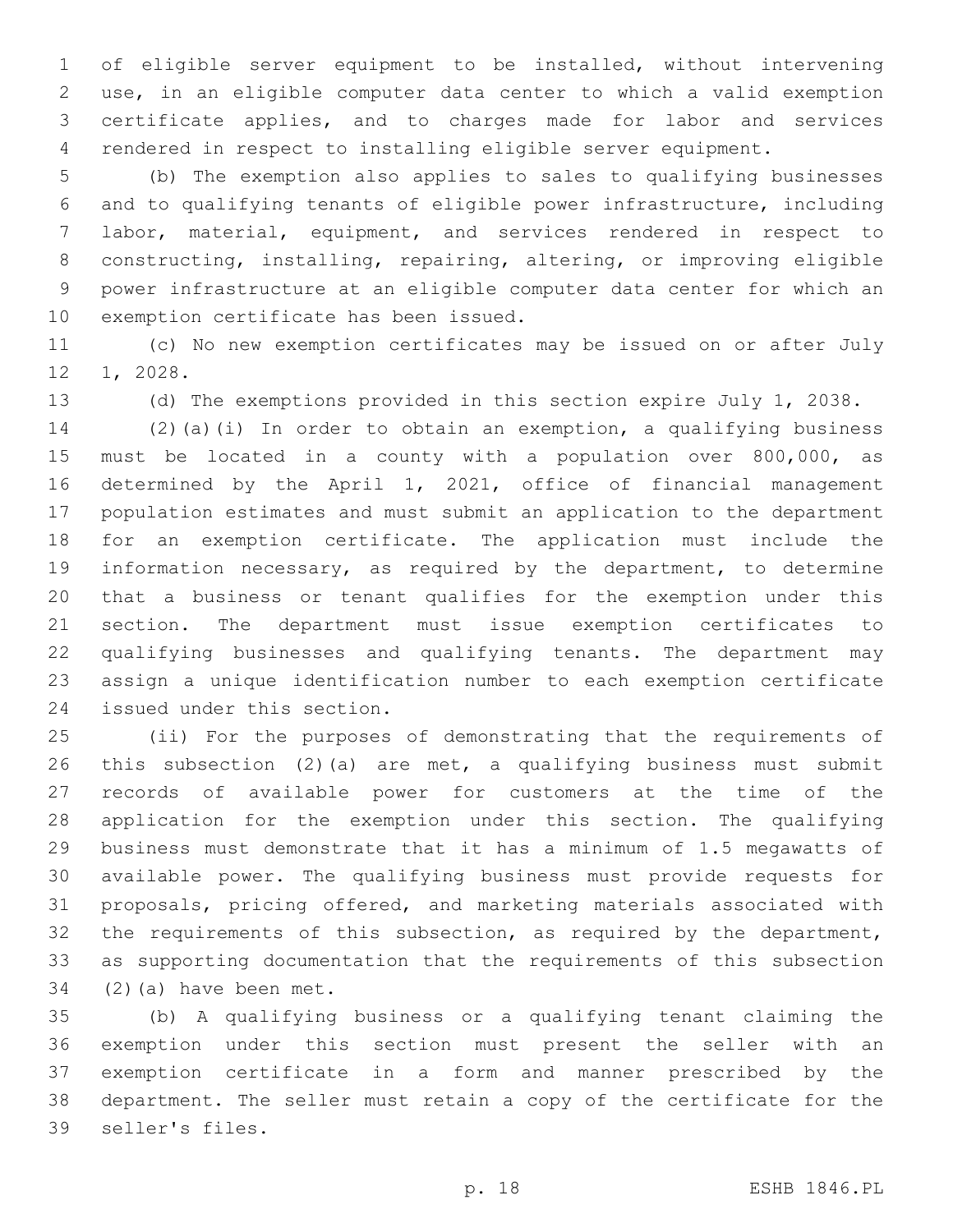of eligible server equipment to be installed, without intervening use, in an eligible computer data center to which a valid exemption certificate applies, and to charges made for labor and services rendered in respect to installing eligible server equipment.

(b) The exemption also applies to sales to qualifying businesses and to qualifying tenants of eligible power infrastructure, including labor, material, equipment, and services rendered in respect to constructing, installing, repairing, altering, or improving eligible power infrastructure at an eligible computer data center for which an exemption certificate has been issued.

(c) No new exemption certificates may be issued on or after July 1, 2028.

(d) The exemptions provided in this section expire July 1, 2038.

(2)(a)(i) In order to obtain an exemption, a qualifying business must be located in a county with a population over 800,000, as determined by the April 1, 2021, office of financial management population estimates and must submit an application to the department for an exemption certificate. The application must include the information necessary, as required by the department, to determine that a business or tenant qualifies for the exemption under this section. The department must issue exemption certificates to qualifying businesses and qualifying tenants. The department may assign a unique identification number to each exemption certificate issued under this section.

(ii) For the purposes of demonstrating that the requirements of this subsection (2)(a) are met, a qualifying business must submit records of available power for customers at the time of the application for the exemption under this section. The qualifying business must demonstrate that it has a minimum of 1.5 megawatts of available power. The qualifying business must provide requests for proposals, pricing offered, and marketing materials associated with the requirements of this subsection, as required by the department, as supporting documentation that the requirements of this subsection (2)(a) have been met.

(b) A qualifying business or a qualifying tenant claiming the exemption under this section must present the seller with an exemption certificate in a form and manner prescribed by the department. The seller must retain a copy of the certificate for the seller's files.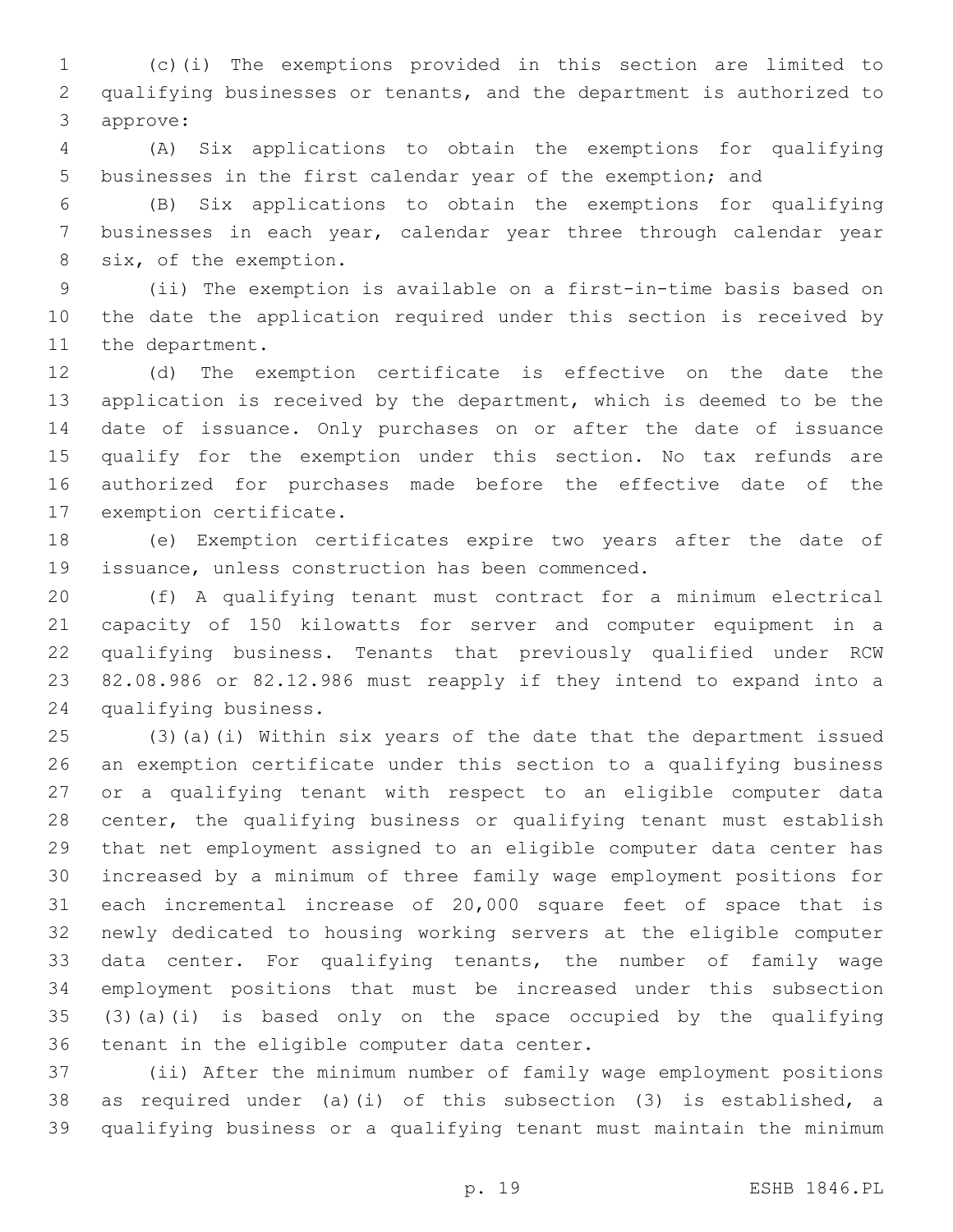(c)(i) The exemptions provided in this section are limited to qualifying businesses or tenants, and the department is authorized to approve:

(A) Six applications to obtain the exemptions for qualifying businesses in the first calendar year of the exemption; and

(B) Six applications to obtain the exemptions for qualifying businesses in each year, calendar year three through calendar year six, of the exemption.

(ii) The exemption is available on a first-in-time basis based on the date the application required under this section is received by the department.

(d) The exemption certificate is effective on the date the application is received by the department, which is deemed to be the date of issuance. Only purchases on or after the date of issuance qualify for the exemption under this section. No tax refunds are authorized for purchases made before the effective date of the exemption certificate.

(e) Exemption certificates expire two years after the date of issuance, unless construction has been commenced.

(f) A qualifying tenant must contract for a minimum electrical capacity of 150 kilowatts for server and computer equipment in a qualifying business. Tenants that previously qualified under RCW 82.08.986 or 82.12.986 must reapply if they intend to expand into a qualifying business.

(3)(a)(i) Within six years of the date that the department issued an exemption certificate under this section to a qualifying business or a qualifying tenant with respect to an eligible computer data center, the qualifying business or qualifying tenant must establish that net employment assigned to an eligible computer data center has increased by a minimum of three family wage employment positions for each incremental increase of 20,000 square feet of space that is newly dedicated to housing working servers at the eligible computer data center. For qualifying tenants, the number of family wage employment positions that must be increased under this subsection (3)(a)(i) is based only on the space occupied by the qualifying tenant in the eligible computer data center.

(ii) After the minimum number of family wage employment positions as required under (a)(i) of this subsection (3) is established, a qualifying business or a qualifying tenant must maintain the minimum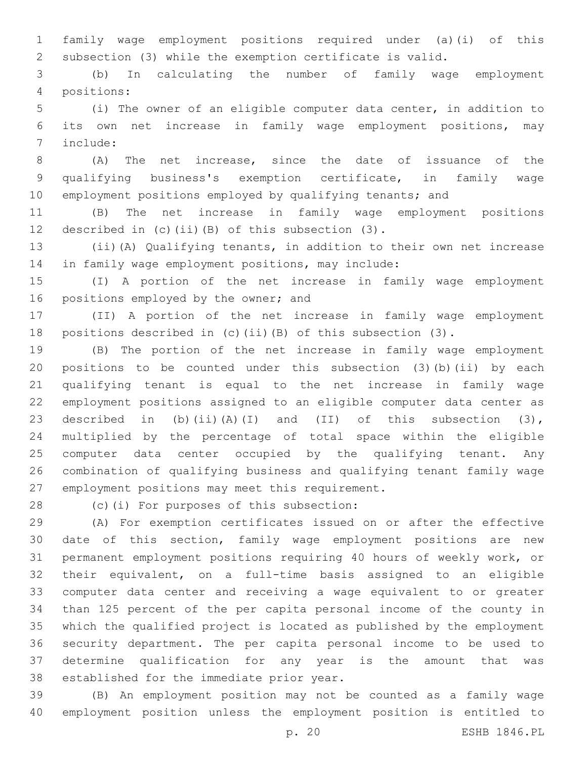family wage employment positions required under (a)(i) of this subsection (3) while the exemption certificate is valid.

(b) In calculating the number of family wage employment positions:

(i) The owner of an eligible computer data center, in addition to its own net increase in family wage employment positions, may include:

(A) The net increase, since the date of issuance of the qualifying business's exemption certificate, in family wage employment positions employed by qualifying tenants; and

(B) The net increase in family wage employment positions described in (c)(ii)(B) of this subsection (3).

(ii)(A) Qualifying tenants, in addition to their own net increase in family wage employment positions, may include:

(I) A portion of the net increase in family wage employment positions employed by the owner; and

(II) A portion of the net increase in family wage employment positions described in (c)(ii)(B) of this subsection (3).

(B) The portion of the net increase in family wage employment positions to be counted under this subsection (3)(b)(ii) by each qualifying tenant is equal to the net increase in family wage employment positions assigned to an eligible computer data center as described in (b)(ii)(A)(I) and (II) of this subsection (3), multiplied by the percentage of total space within the eligible computer data center occupied by the qualifying tenant. Any combination of qualifying business and qualifying tenant family wage employment positions may meet this requirement.

(c)(i) For purposes of this subsection:

(A) For exemption certificates issued on or after the effective date of this section, family wage employment positions are new permanent employment positions requiring 40 hours of weekly work, or their equivalent, on a full-time basis assigned to an eligible computer data center and receiving a wage equivalent to or greater than 125 percent of the per capita personal income of the county in which the qualified project is located as published by the employment security department. The per capita personal income to be used to determine qualification for any year is the amount that was established for the immediate prior year.

(B) An employment position may not be counted as a family wage employment position unless the employment position is entitled to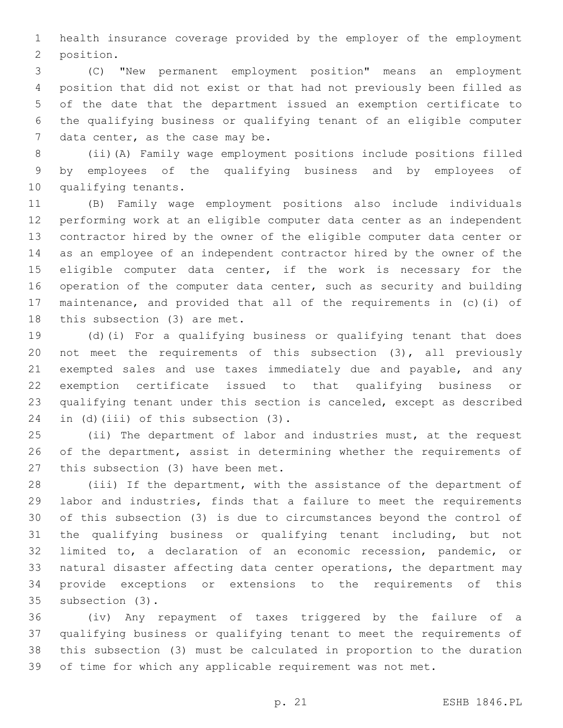health insurance coverage provided by the employer of the employment position.

(C) "New permanent employment position" means an employment position that did not exist or that had not previously been filled as of the date that the department issued an exemption certificate to the qualifying business or qualifying tenant of an eligible computer data center, as the case may be.

(ii)(A) Family wage employment positions include positions filled by employees of the qualifying business and by employees of qualifying tenants.

(B) Family wage employment positions also include individuals performing work at an eligible computer data center as an independent contractor hired by the owner of the eligible computer data center or as an employee of an independent contractor hired by the owner of the eligible computer data center, if the work is necessary for the operation of the computer data center, such as security and building maintenance, and provided that all of the requirements in (c)(i) of this subsection (3) are met.

(d)(i) For a qualifying business or qualifying tenant that does not meet the requirements of this subsection (3), all previously exempted sales and use taxes immediately due and payable, and any exemption certificate issued to that qualifying business or qualifying tenant under this section is canceled, except as described in (d)(iii) of this subsection (3).

(ii) The department of labor and industries must, at the request of the department, assist in determining whether the requirements of this subsection (3) have been met.

(iii) If the department, with the assistance of the department of labor and industries, finds that a failure to meet the requirements of this subsection (3) is due to circumstances beyond the control of the qualifying business or qualifying tenant including, but not limited to, a declaration of an economic recession, pandemic, or natural disaster affecting data center operations, the department may provide exceptions or extensions to the requirements of this subsection (3).

(iv) Any repayment of taxes triggered by the failure of a qualifying business or qualifying tenant to meet the requirements of this subsection (3) must be calculated in proportion to the duration of time for which any applicable requirement was not met.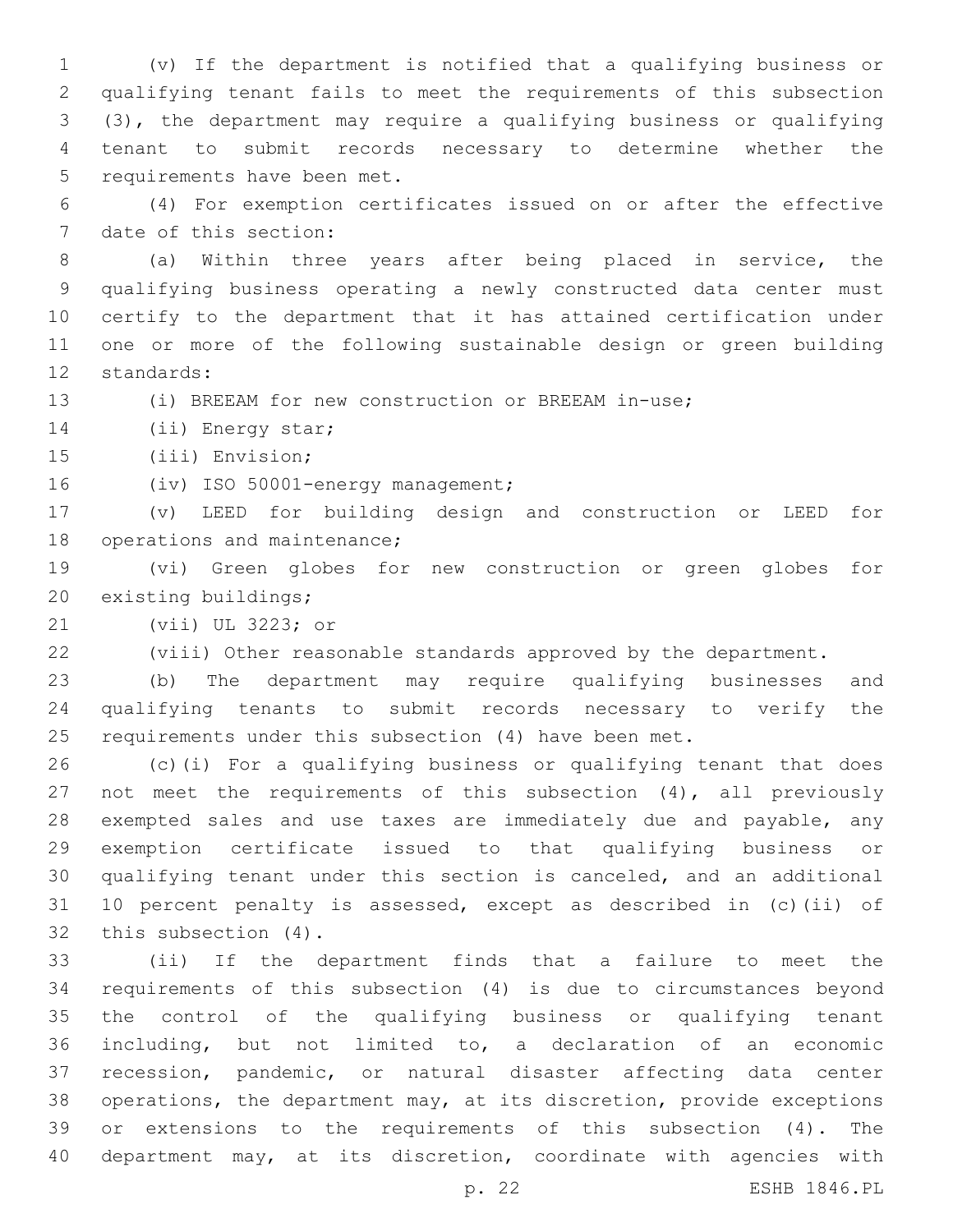(v) If the department is notified that a qualifying business or qualifying tenant fails to meet the requirements of this subsection (3), the department may require a qualifying business or qualifying tenant to submit records necessary to determine whether the requirements have been met.

(4) For exemption certificates issued on or after the effective date of this section:

(a) Within three years after being placed in service, the qualifying business operating a newly constructed data center must certify to the department that it has attained certification under one or more of the following sustainable design or green building standards:

(i) BREEAM for new construction or BREEAM in-use;

(ii) Energy star;

(iii) Envision;

(iv) ISO 50001-energy management;

(v) LEED for building design and construction or LEED for operations and maintenance;

(vi) Green globes for new construction or green globes for existing buildings;

(vii) UL 3223; or

(viii) Other reasonable standards approved by the department.

(b) The department may require qualifying businesses and qualifying tenants to submit records necessary to verify the requirements under this subsection (4) have been met.

(c)(i) For a qualifying business or qualifying tenant that does not meet the requirements of this subsection (4), all previously exempted sales and use taxes are immediately due and payable, any exemption certificate issued to that qualifying business or qualifying tenant under this section is canceled, and an additional 10 percent penalty is assessed, except as described in (c)(ii) of this subsection (4).

(ii) If the department finds that a failure to meet the requirements of this subsection (4) is due to circumstances beyond the control of the qualifying business or qualifying tenant including, but not limited to, a declaration of an economic recession, pandemic, or natural disaster affecting data center operations, the department may, at its discretion, provide exceptions or extensions to the requirements of this subsection (4). The department may, at its discretion, coordinate with agencies with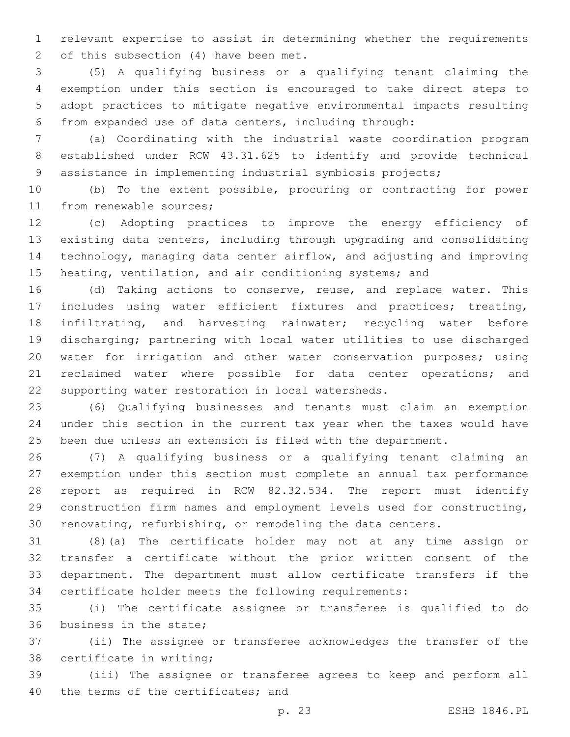relevant expertise to assist in determining whether the requirements of this subsection (4) have been met.

(5) A qualifying business or a qualifying tenant claiming the exemption under this section is encouraged to take direct steps to adopt practices to mitigate negative environmental impacts resulting from expanded use of data centers, including through:

(a) Coordinating with the industrial waste coordination program established under RCW 43.31.625 to identify and provide technical assistance in implementing industrial symbiosis projects;

(b) To the extent possible, procuring or contracting for power from renewable sources;

(c) Adopting practices to improve the energy efficiency of existing data centers, including through upgrading and consolidating technology, managing data center airflow, and adjusting and improving heating, ventilation, and air conditioning systems; and

(d) Taking actions to conserve, reuse, and replace water. This includes using water efficient fixtures and practices; treating, infiltrating, and harvesting rainwater; recycling water before discharging; partnering with local water utilities to use discharged water for irrigation and other water conservation purposes; using reclaimed water where possible for data center operations; and supporting water restoration in local watersheds.

(6) Qualifying businesses and tenants must claim an exemption under this section in the current tax year when the taxes would have been due unless an extension is filed with the department.

(7) A qualifying business or a qualifying tenant claiming an exemption under this section must complete an annual tax performance report as required in RCW 82.32.534. The report must identify construction firm names and employment levels used for constructing, renovating, refurbishing, or remodeling the data centers.

(8)(a) The certificate holder may not at any time assign or transfer a certificate without the prior written consent of the department. The department must allow certificate transfers if the certificate holder meets the following requirements:

(i) The certificate assignee or transferee is qualified to do business in the state;

(ii) The assignee or transferee acknowledges the transfer of the certificate in writing;

(iii) The assignee or transferee agrees to keep and perform all the terms of the certificates; and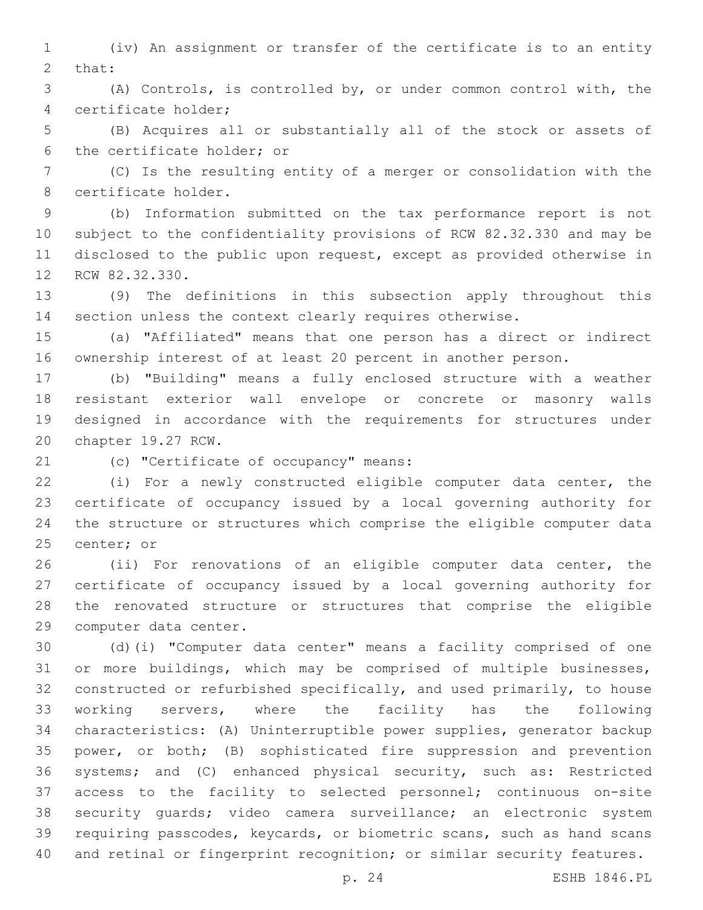(iv) An assignment or transfer of the certificate is to an entity that:

(A) Controls, is controlled by, or under common control with, the certificate holder;

(B) Acquires all or substantially all of the stock or assets of the certificate holder; or

(C) Is the resulting entity of a merger or consolidation with the certificate holder.

(b) Information submitted on the tax performance report is not subject to the confidentiality provisions of RCW 82.32.330 and may be disclosed to the public upon request, except as provided otherwise in RCW 82.32.330.

(9) The definitions in this subsection apply throughout this section unless the context clearly requires otherwise.

(a) "Affiliated" means that one person has a direct or indirect ownership interest of at least 20 percent in another person.

(b) "Building" means a fully enclosed structure with a weather resistant exterior wall envelope or concrete or masonry walls designed in accordance with the requirements for structures under chapter 19.27 RCW.

(c) "Certificate of occupancy" means:

(i) For a newly constructed eligible computer data center, the certificate of occupancy issued by a local governing authority for the structure or structures which comprise the eligible computer data center; or

(ii) For renovations of an eligible computer data center, the certificate of occupancy issued by a local governing authority for the renovated structure or structures that comprise the eligible computer data center.

(d)(i) "Computer data center" means a facility comprised of one or more buildings, which may be comprised of multiple businesses, constructed or refurbished specifically, and used primarily, to house working servers, where the facility has the following characteristics: (A) Uninterruptible power supplies, generator backup power, or both; (B) sophisticated fire suppression and prevention systems; and (C) enhanced physical security, such as: Restricted access to the facility to selected personnel; continuous on-site security guards; video camera surveillance; an electronic system requiring passcodes, keycards, or biometric scans, such as hand scans and retinal or fingerprint recognition; or similar security features.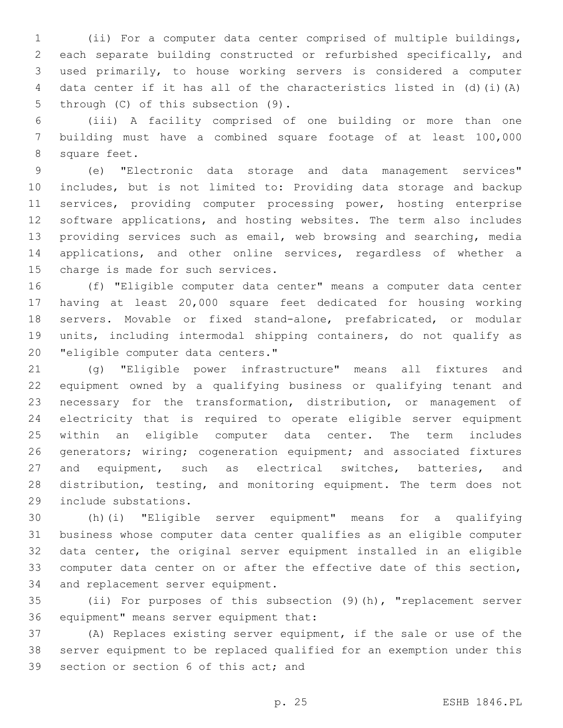(ii) For a computer data center comprised of multiple buildings, each separate building constructed or refurbished specifically, and used primarily, to house working servers is considered a computer data center if it has all of the characteristics listed in (d)(i)(A) through (C) of this subsection (9).

(iii) A facility comprised of one building or more than one building must have a combined square footage of at least 100,000 square feet.

(e) "Electronic data storage and data management services" includes, but is not limited to: Providing data storage and backup services, providing computer processing power, hosting enterprise software applications, and hosting websites. The term also includes providing services such as email, web browsing and searching, media applications, and other online services, regardless of whether a charge is made for such services.

(f) "Eligible computer data center" means a computer data center having at least 20,000 square feet dedicated for housing working servers. Movable or fixed stand-alone, prefabricated, or modular units, including intermodal shipping containers, do not qualify as "eligible computer data centers."

(g) "Eligible power infrastructure" means all fixtures and equipment owned by a qualifying business or qualifying tenant and necessary for the transformation, distribution, or management of electricity that is required to operate eligible server equipment within an eligible computer data center. The term includes generators; wiring; cogeneration equipment; and associated fixtures and equipment, such as electrical switches, batteries, and distribution, testing, and monitoring equipment. The term does not include substations.

(h)(i) "Eligible server equipment" means for a qualifying business whose computer data center qualifies as an eligible computer data center, the original server equipment installed in an eligible computer data center on or after the effective date of this section, and replacement server equipment.

(ii) For purposes of this subsection (9)(h), "replacement server equipment" means server equipment that:

(A) Replaces existing server equipment, if the sale or use of the server equipment to be replaced qualified for an exemption under this section or section 6 of this act; and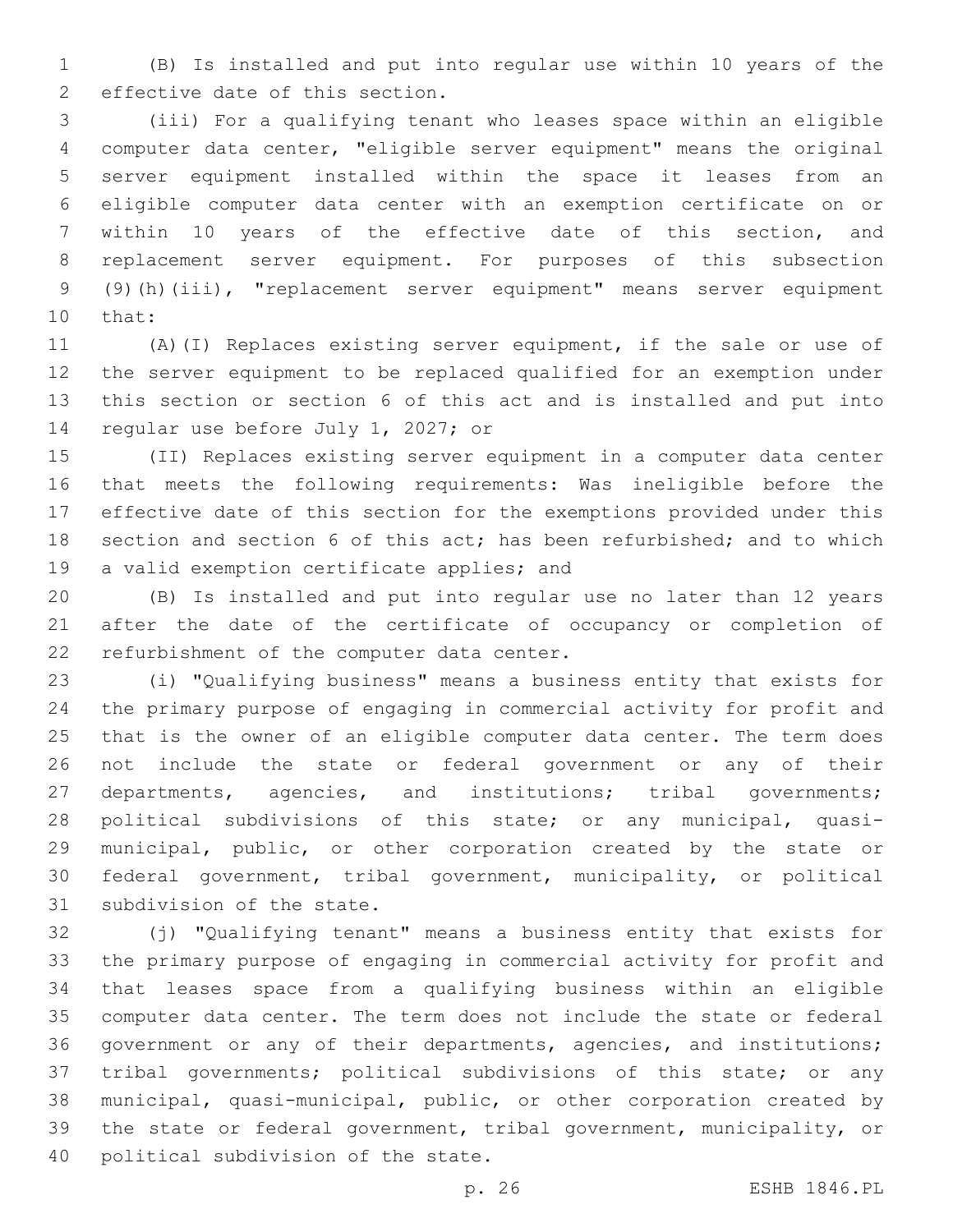(B) Is installed and put into regular use within 10 years of the effective date of this section.

(iii) For a qualifying tenant who leases space within an eligible computer data center, "eligible server equipment" means the original server equipment installed within the space it leases from an eligible computer data center with an exemption certificate on or within 10 years of the effective date of this section, and replacement server equipment. For purposes of this subsection (9)(h)(iii), "replacement server equipment" means server equipment that:

(A)(I) Replaces existing server equipment, if the sale or use of the server equipment to be replaced qualified for an exemption under this section or section 6 of this act and is installed and put into regular use before July 1, 2027; or

(II) Replaces existing server equipment in a computer data center that meets the following requirements: Was ineligible before the effective date of this section for the exemptions provided under this section and section 6 of this act; has been refurbished; and to which a valid exemption certificate applies; and

(B) Is installed and put into regular use no later than 12 years after the date of the certificate of occupancy or completion of refurbishment of the computer data center.

(i) "Qualifying business" means a business entity that exists for the primary purpose of engaging in commercial activity for profit and that is the owner of an eligible computer data center. The term does not include the state or federal government or any of their departments, agencies, and institutions; tribal governments; political subdivisions of this state; or any municipal, quasi-municipal, public, or other corporation created by the state or federal government, tribal government, municipality, or political subdivision of the state.

(j) "Qualifying tenant" means a business entity that exists for the primary purpose of engaging in commercial activity for profit and that leases space from a qualifying business within an eligible computer data center. The term does not include the state or federal government or any of their departments, agencies, and institutions; tribal governments; political subdivisions of this state; or any municipal, quasi-municipal, public, or other corporation created by the state or federal government, tribal government, municipality, or political subdivision of the state.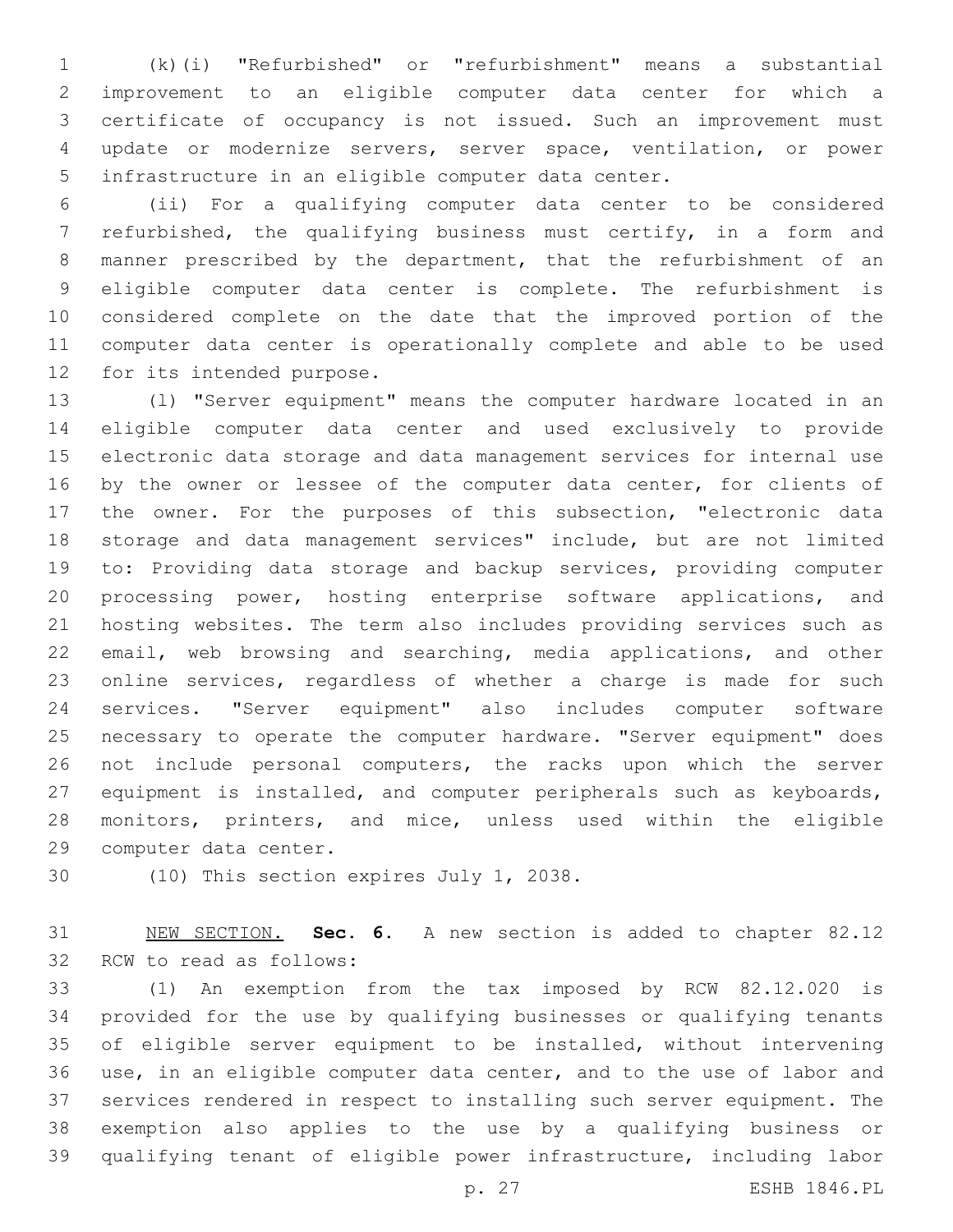(k)(i) "Refurbished" or "refurbishment" means a substantial improvement to an eligible computer data center for which a certificate of occupancy is not issued. Such an improvement must update or modernize servers, server space, ventilation, or power infrastructure in an eligible computer data center.

(ii) For a qualifying computer data center to be considered refurbished, the qualifying business must certify, in a form and manner prescribed by the department, that the refurbishment of an eligible computer data center is complete. The refurbishment is considered complete on the date that the improved portion of the computer data center is operationally complete and able to be used for its intended purpose.

(l) "Server equipment" means the computer hardware located in an eligible computer data center and used exclusively to provide electronic data storage and data management services for internal use by the owner or lessee of the computer data center, for clients of the owner. For the purposes of this subsection, "electronic data storage and data management services" include, but are not limited to: Providing data storage and backup services, providing computer processing power, hosting enterprise software applications, and hosting websites. The term also includes providing services such as email, web browsing and searching, media applications, and other online services, regardless of whether a charge is made for such services. "Server equipment" also includes computer software necessary to operate the computer hardware. "Server equipment" does not include personal computers, the racks upon which the server equipment is installed, and computer peripherals such as keyboards, monitors, printers, and mice, unless used within the eligible computer data center.

(10) This section expires July 1, 2038.

NEW SECTION. **Sec. 6.** A new section is added to chapter 82.12 RCW to read as follows:

(1) An exemption from the tax imposed by RCW 82.12.020 is provided for the use by qualifying businesses or qualifying tenants of eligible server equipment to be installed, without intervening use, in an eligible computer data center, and to the use of labor and services rendered in respect to installing such server equipment. The exemption also applies to the use by a qualifying business or qualifying tenant of eligible power infrastructure, including labor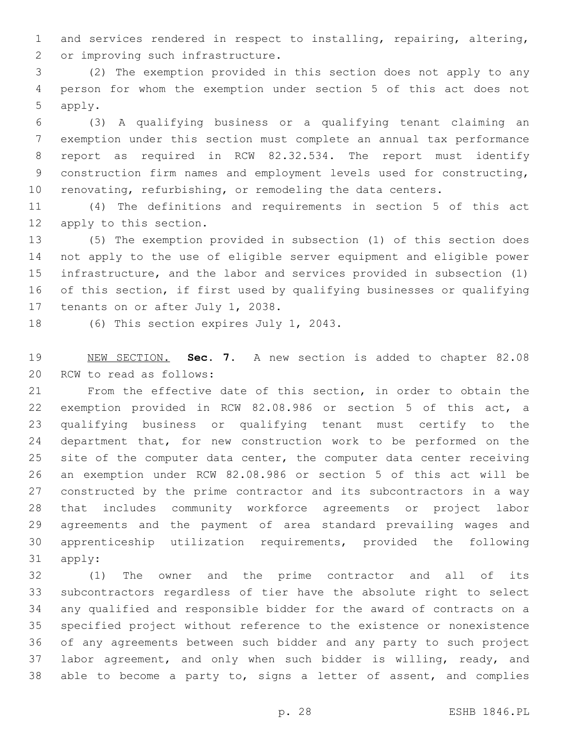and services rendered in respect to installing, repairing, altering, or improving such infrastructure.

(2) The exemption provided in this section does not apply to any person for whom the exemption under section 5 of this act does not apply.

(3) A qualifying business or a qualifying tenant claiming an exemption under this section must complete an annual tax performance report as required in RCW 82.32.534. The report must identify construction firm names and employment levels used for constructing, renovating, refurbishing, or remodeling the data centers.

(4) The definitions and requirements in section 5 of this act apply to this section.

(5) The exemption provided in subsection (1) of this section does not apply to the use of eligible server equipment and eligible power infrastructure, and the labor and services provided in subsection (1) of this section, if first used by qualifying businesses or qualifying tenants on or after July 1, 2038.

(6) This section expires July 1, 2043.

NEW SECTION. **Sec. 7.** A new section is added to chapter 82.08 RCW to read as follows:

From the effective date of this section, in order to obtain the exemption provided in RCW 82.08.986 or section 5 of this act, a qualifying business or qualifying tenant must certify to the department that, for new construction work to be performed on the site of the computer data center, the computer data center receiving an exemption under RCW 82.08.986 or section 5 of this act will be constructed by the prime contractor and its subcontractors in a way that includes community workforce agreements or project labor agreements and the payment of area standard prevailing wages and apprenticeship utilization requirements, provided the following apply:

(1) The owner and the prime contractor and all of its subcontractors regardless of tier have the absolute right to select any qualified and responsible bidder for the award of contracts on a specified project without reference to the existence or nonexistence of any agreements between such bidder and any party to such project labor agreement, and only when such bidder is willing, ready, and able to become a party to, signs a letter of assent, and complies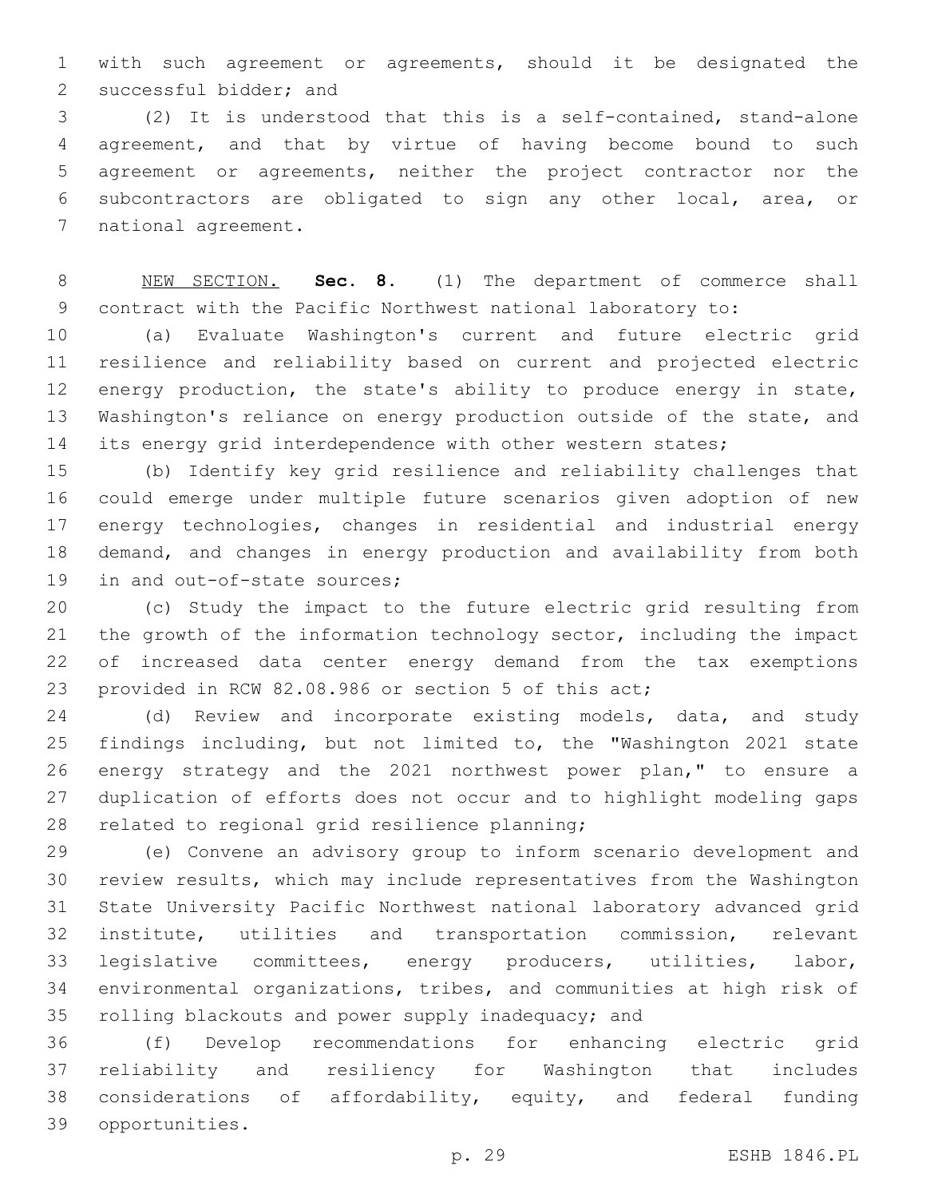with such agreement or agreements, should it be designated the successful bidder; and

(2) It is understood that this is a self-contained, stand-alone agreement, and that by virtue of having become bound to such agreement or agreements, neither the project contractor nor the subcontractors are obligated to sign any other local, area, or national agreement.

NEW SECTION. **Sec. 8.** (1) The department of commerce shall contract with the Pacific Northwest national laboratory to:

(a) Evaluate Washington's current and future electric grid resilience and reliability based on current and projected electric energy production, the state's ability to produce energy in state, Washington's reliance on energy production outside of the state, and its energy grid interdependence with other western states;

(b) Identify key grid resilience and reliability challenges that could emerge under multiple future scenarios given adoption of new energy technologies, changes in residential and industrial energy demand, and changes in energy production and availability from both in and out-of-state sources;

(c) Study the impact to the future electric grid resulting from the growth of the information technology sector, including the impact of increased data center energy demand from the tax exemptions provided in RCW 82.08.986 or section 5 of this act;

(d) Review and incorporate existing models, data, and study findings including, but not limited to, the "Washington 2021 state energy strategy and the 2021 northwest power plan," to ensure a duplication of efforts does not occur and to highlight modeling gaps related to regional grid resilience planning;

(e) Convene an advisory group to inform scenario development and review results, which may include representatives from the Washington State University Pacific Northwest national laboratory advanced grid institute, utilities and transportation commission, relevant legislative committees, energy producers, utilities, labor, environmental organizations, tribes, and communities at high risk of rolling blackouts and power supply inadequacy; and

(f) Develop recommendations for enhancing electric grid reliability and resiliency for Washington that includes considerations of affordability, equity, and federal funding opportunities.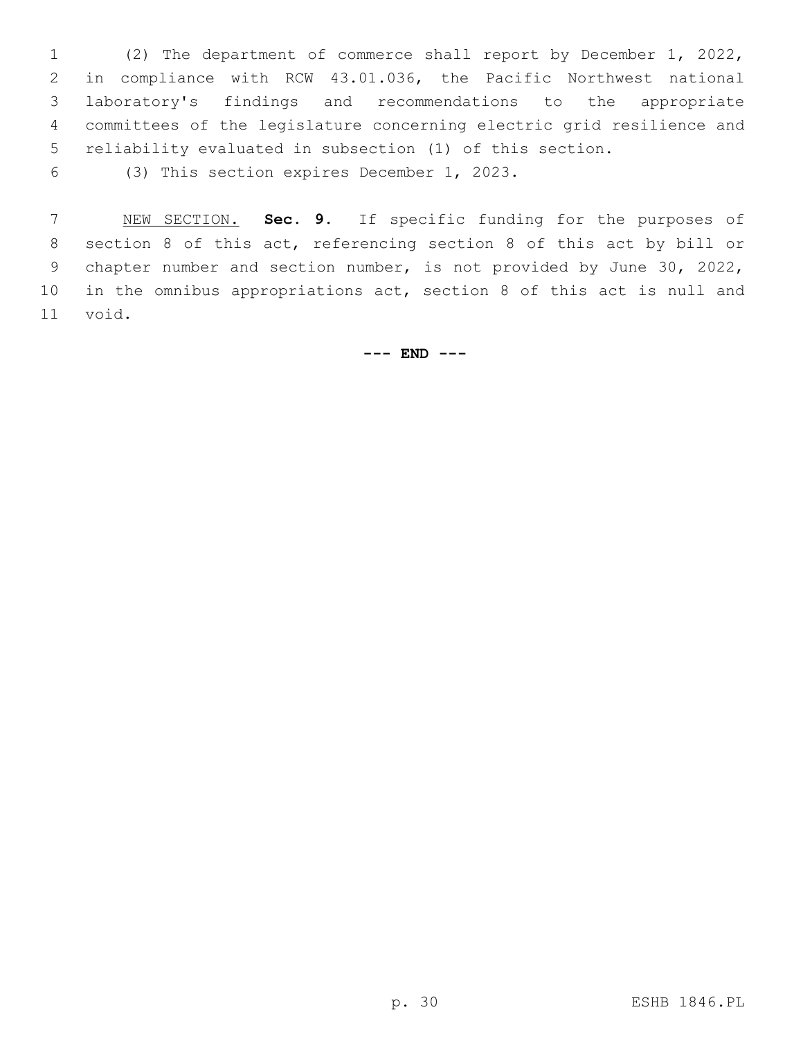(2) The department of commerce shall report by December 1, 2022, in compliance with RCW 43.01.036, the Pacific Northwest national laboratory's findings and recommendations to the appropriate committees of the legislature concerning electric grid resilience and reliability evaluated in subsection (1) of this section.

(3) This section expires December 1, 2023.

NEW SECTION. **Sec. 9.** If specific funding for the purposes of section 8 of this act, referencing section 8 of this act by bill or chapter number and section number, is not provided by June 30, 2022, in the omnibus appropriations act, section 8 of this act is null and void.

**--- END ---**